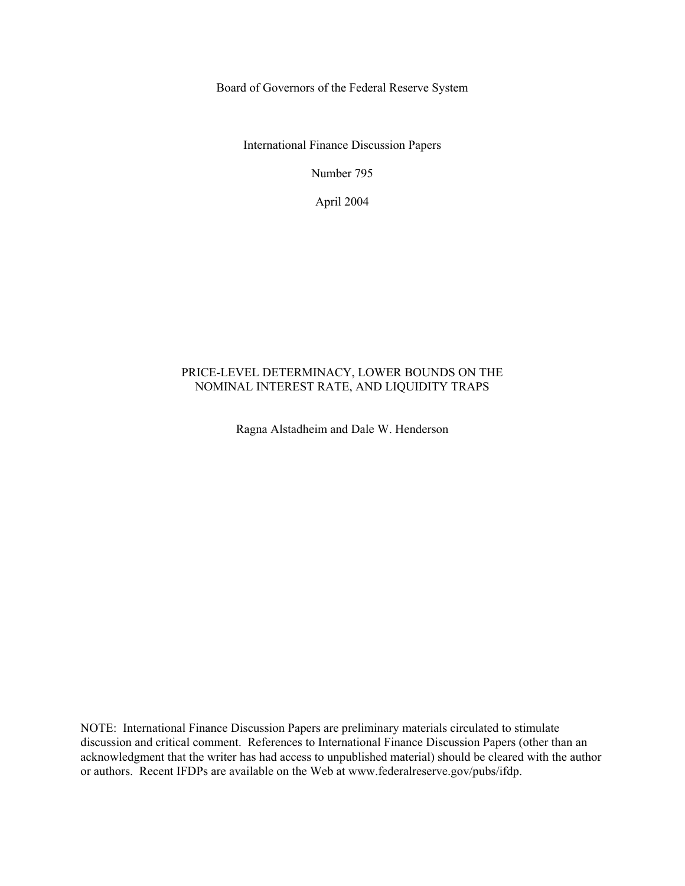Board of Governors of the Federal Reserve System

International Finance Discussion Papers

Number 795

April 2004

# PRICE-LEVEL DETERMINACY, LOWER BOUNDS ON THE NOMINAL INTEREST RATE, AND LIQUIDITY TRAPS

Ragna Alstadheim and Dale W. Henderson

NOTE: International Finance Discussion Papers are preliminary materials circulated to stimulate discussion and critical comment. References to International Finance Discussion Papers (other than an acknowledgment that the writer has had access to unpublished material) should be cleared with the author or authors. Recent IFDPs are available on the Web at www.federalreserve.gov/pubs/ifdp.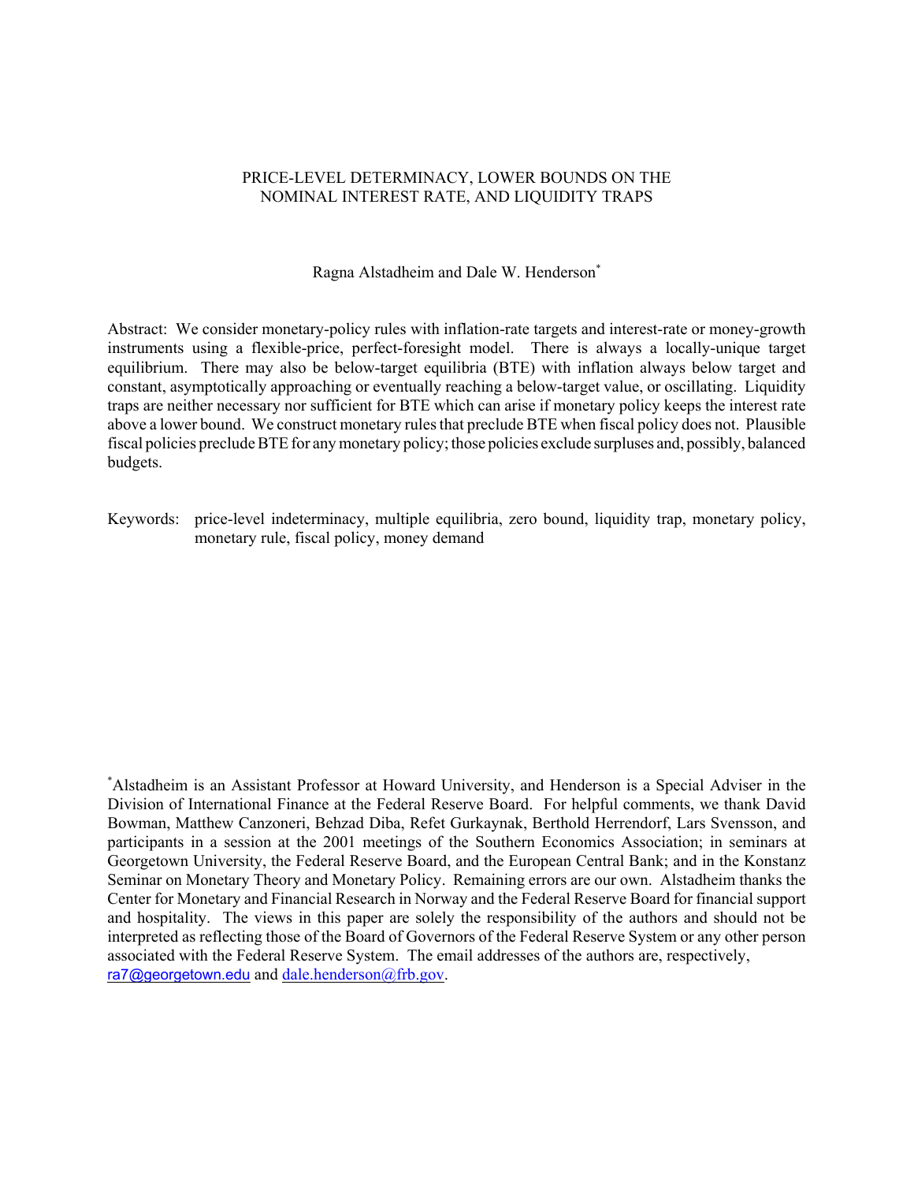PRICE-LEVEL DETERMINACY, LOWER BOUNDS ON THE NOMINAL INTEREST RATE, AND LIQUIDITY TRAPS

Ragna Alstadheim and Dale W. Henderson*

Abstract: We consider monetary-policy rules with inflation-rate targets and interest-rate or money-growth instruments using a flexible-price, perfect-foresight model. There is always a locally-unique target equilibrium. There may also be below-target equilibria (BTE) with inflation always below target and constant, asymptotically approaching or eventually reaching a below-target value, or oscillating. Liquidity traps are neither necessary nor sufficient for BTE which can arise if monetary policy keeps the interest rate above a lower bound. We construct monetary rules that preclude BTE when fiscal policy does not. Plausible fiscal policies preclude BTE for any monetary policy; those policies exclude surpluses and, possibly, balanced budgets.

Keywords: price-level indeterminacy, multiple equilibria, zero bound, liquidity trap, monetary policy, monetary rule, fiscal policy, money demand

*Alstadheim is an Assistant Professor at Howard University, and Henderson is a Special Adviser in the Division of International Finance at the Federal Reserve Board. For helpful comments, we thank David Bowman, Matthew Canzoneri, Behzad Diba, Refet Gurkaynak, Berthold Herrendorf, Lars Svensson, and participants in a session at the 2001 meetings of the Southern Economics Association; in seminars at Georgetown University, the Federal Reserve Board, and the European Central Bank; and in the Konstanz Seminar on Monetary Theory and Monetary Policy. Remaining errors are our own. Alstadheim thanks the Center for Monetary and Financial Research in Norway and the Federal Reserve Board for financial support and hospitality. The views in this paper are solely the responsibility of the authors and should not be interpreted as reflecting those of the Board of Governors of the Federal Reserve System or any other person associated with the Federal Reserve System. The email addresses of the authors are, respectively, ra7@georgetown.edu and dale.henderson@frb.gov.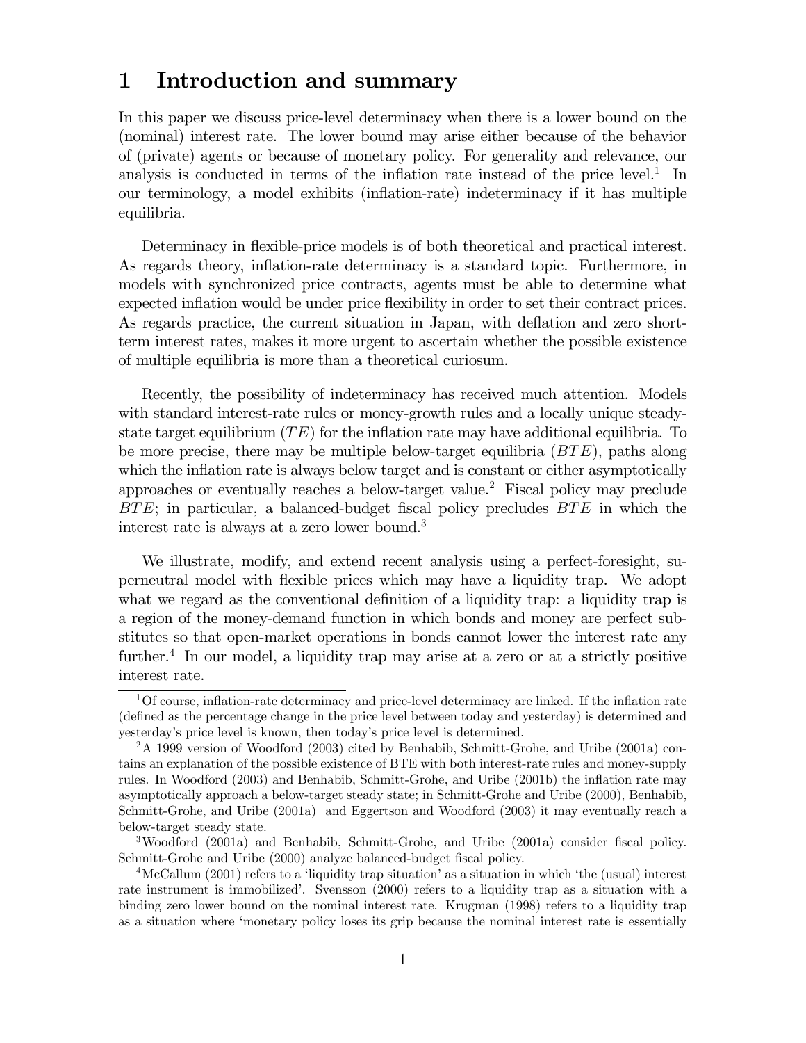# 1 Introduction and summary

In this paper we discuss price-level determinacy when there is a lower bound on the (nominal) interest rate. The lower bound may arise either because of the behavior of (private) agents or because of monetary policy. For generality and relevance, our analysis is conducted in terms of the inflation rate instead of the price level.[1] In our terminology, a model exhibits (inflation-rate) indeterminacy if it has multiple equilibria.

Determinacy in flexible-price models is of both theoretical and practical interest. As regards theory, inflation-rate determinacy is a standard topic. Furthermore, in models with synchronized price contracts, agents must be able to determine what expected inflation would be under price flexibility in order to set their contract prices. As regards practice, the current situation in Japan, with deflation and zero short-term interest rates, makes it more urgent to ascertain whether the possible existence of multiple equilibria is more than a theoretical curiosum.

Recently, the possibility of indeterminacy has received much attention. Models with standard interest-rate rules or money-growth rules and a locally unique steady-state target equilibrium ($TE$) for the inflation rate may have additional equilibria. To be more precise, there may be multiple below-target equilibria ($BTE$), paths along which the inflation rate is always below target and is constant or either asymptotically approaches or eventually reaches a below-target value.[2] Fiscal policy may preclude $BTE$; in particular, a balanced-budget fiscal policy precludes $BTE$ in which the interest rate is always at a zero lower bound.[3]

We illustrate, modify, and extend recent analysis using a perfect-foresight, superneutral model with flexible prices which may have a liquidity trap. We adopt what we regard as the conventional definition of a liquidity trap: a liquidity trap is a region of the money-demand function in which bonds and money are perfect substitutes so that open-market operations in bonds cannot lower the interest rate any further.[4] In our model, a liquidity trap may arise at a zero or at a strictly positive interest rate.

---

[1] Of course, inflation-rate determinacy and price-level determinacy are linked. If the inflation rate (defined as the percentage change in the price level between today and yesterday) is determined and yesterday's price level is known, then today's price level is determined.

[2] A 1999 version of Woodford (2003) cited by Benhabib, Schmitt-Grohe, and Uribe (2001a) contains an explanation of the possible existence of BTE with both interest-rate rules and money-supply rules. In Woodford (2003) and Benhabib, Schmitt-Grohe, and Uribe (2001b) the inflation rate may asymptotically approach a below-target steady state; in Schmitt-Grohe and Uribe (2000), Benhabib, Schmitt-Grohe, and Uribe (2001a) and Eggertson and Woodford (2003) it may eventually reach a below-target steady state.

[3] Woodford (2001a) and Benhabib, Schmitt-Grohe, and Uribe (2001a) consider fiscal policy. Schmitt-Grohe and Uribe (2000) analyze balanced-budget fiscal policy.

[4] McCallum (2001) refers to a 'liquidity trap situation' as a situation in which 'the (usual) interest rate instrument is immobilized'. Svensson (2000) refers to a liquidity trap as a situation with a binding zero lower bound on the nominal interest rate. Krugman (1998) refers to a liquidity trap as a situation where 'monetary policy loses its grip because the nominal interest rate is essentially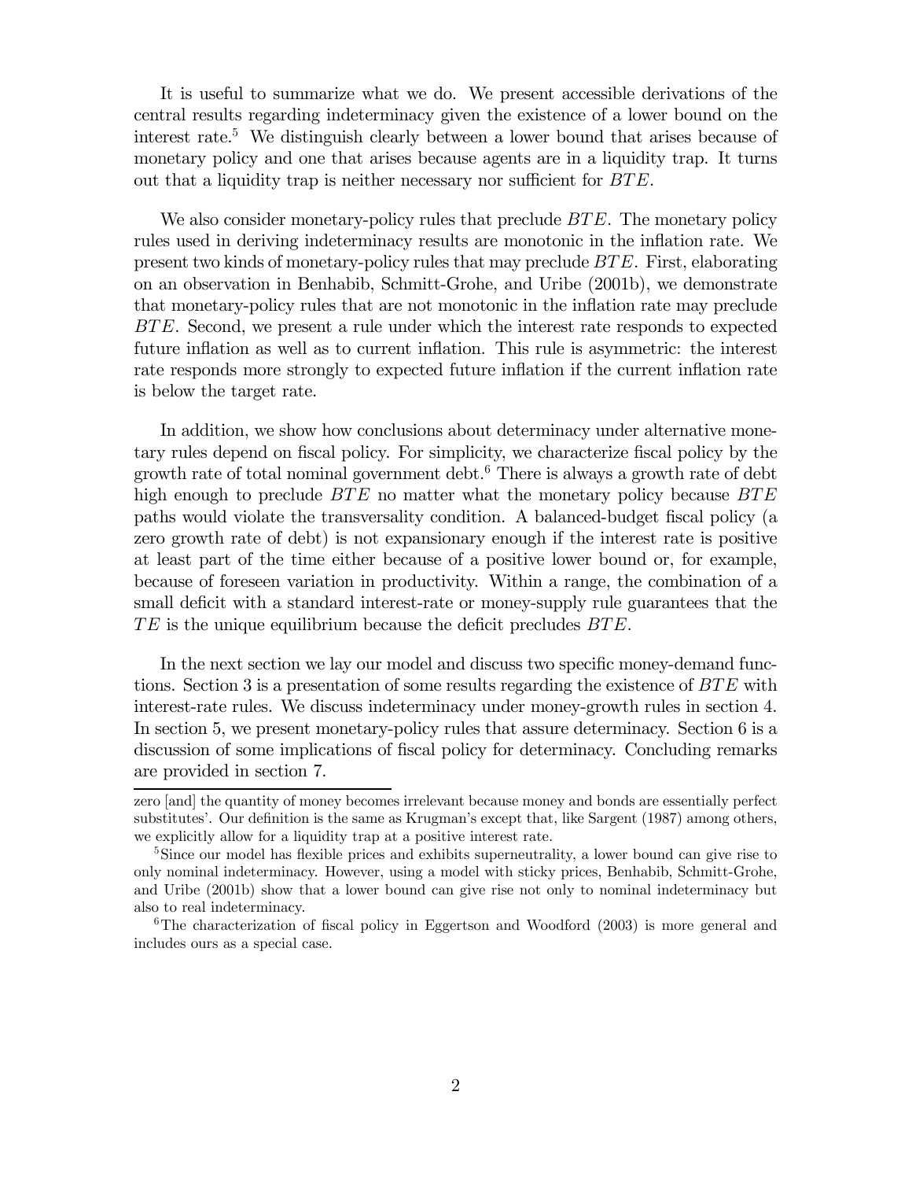It is useful to summarize what we do. We present accessible derivations of the central results regarding indeterminacy given the existence of a lower bound on the interest rate.[5] We distinguish clearly between a lower bound that arises because of monetary policy and one that arises because agents are in a liquidity trap. It turns out that a liquidity trap is neither necessary nor sufficient for $BTE$.

We also consider monetary-policy rules that preclude $BTE$. The monetary policy rules used in deriving indeterminacy results are monotonic in the inflation rate. We present two kinds of monetary-policy rules that may preclude $BTE$. First, elaborating on an observation in Benhabib, Schmitt-Grohe, and Uribe (2001b), we demonstrate that monetary-policy rules that are not monotonic in the inflation rate may preclude $BTE$. Second, we present a rule under which the interest rate responds to expected future inflation as well as to current inflation. This rule is asymmetric: the interest rate responds more strongly to expected future inflation if the current inflation rate is below the target rate.

In addition, we show how conclusions about determinacy under alternative monetary rules depend on fiscal policy. For simplicity, we characterize fiscal policy by the growth rate of total nominal government debt.[6] There is always a growth rate of debt high enough to preclude $BTE$ no matter what the monetary policy because $BTE$ paths would violate the transversality condition. A balanced-budget fiscal policy (a zero growth rate of debt) is not expansionary enough if the interest rate is positive at least part of the time either because of a positive lower bound or, for example, because of foreseen variation in productivity. Within a range, the combination of a small deficit with a standard interest-rate or money-supply rule guarantees that the $TE$ is the unique equilibrium because the deficit precludes $BTE$.

In the next section we lay our model and discuss two specific money-demand functions. Section 3 is a presentation of some results regarding the existence of $BTE$ with interest-rate rules. We discuss indeterminacy under money-growth rules in section 4. In section 5, we present monetary-policy rules that assure determinacy. Section 6 is a discussion of some implications of fiscal policy for determinacy. Concluding remarks are provided in section 7.

---

zero [and] the quantity of money becomes irrelevant because money and bonds are essentially perfect substitutes'. Our definition is the same as Krugman's except that, like Sargent (1987) among others, we explicitly allow for a liquidity trap at a positive interest rate.

[5] Since our model has flexible prices and exhibits superneutrality, a lower bound can give rise to only nominal indeterminacy. However, using a model with sticky prices, Benhabib, Schmitt-Grohe, and Uribe (2001b) show that a lower bound can give rise not only to nominal indeterminacy but also to real indeterminacy.

[6] The characterization of fiscal policy in Eggertson and Woodford (2003) is more general and includes ours as a special case.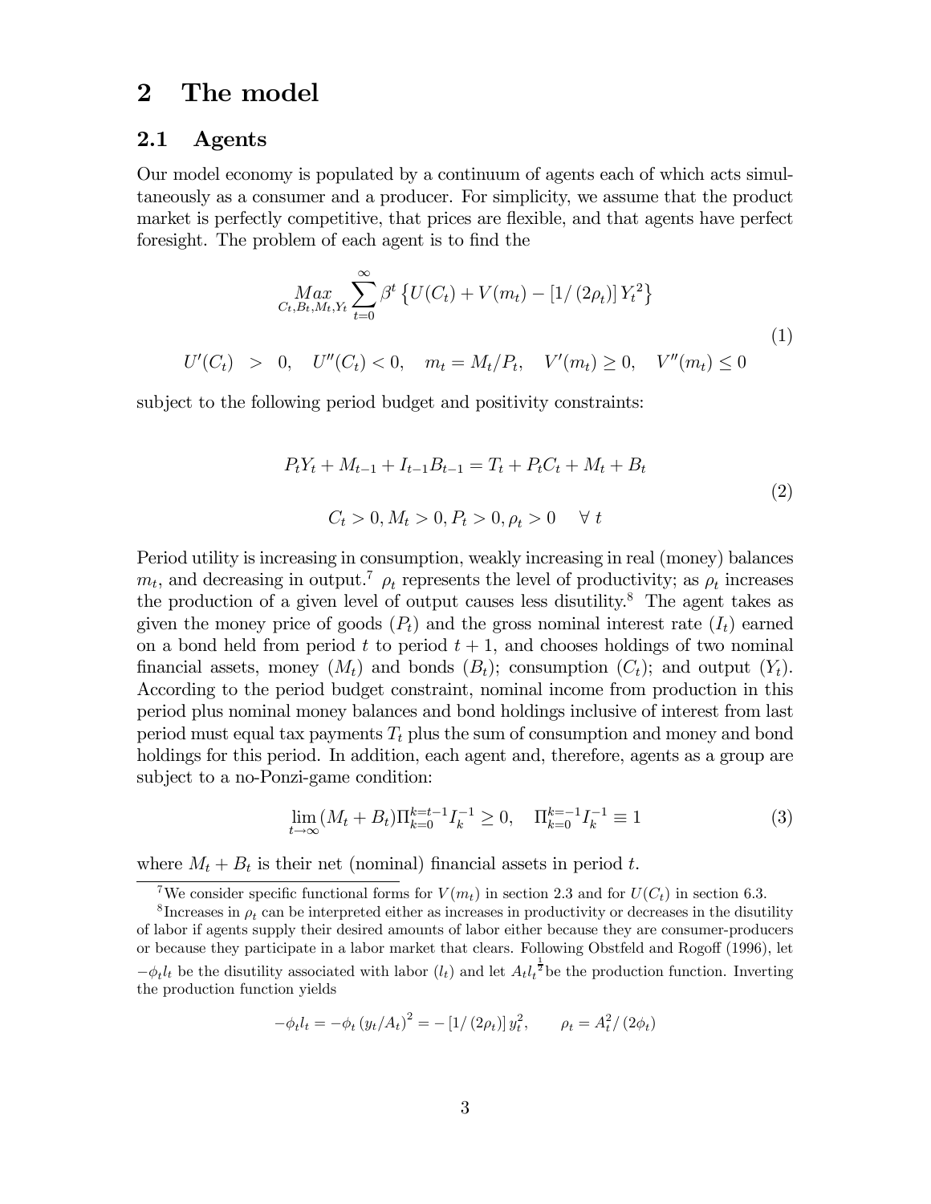# 2 The model

## 2.1 Agents

Our model economy is populated by a continuum of agents each of which acts simultaneously as a consumer and a producer. For simplicity, we assume that the product market is perfectly competitive, that prices are flexible, and that agents have perfect foresight. The problem of each agent is to find the

$$
\begin{aligned}
&\underset{C_t,B_t,M_t,Y_t}{Max} \sum_{t=0}^{\infty} \beta^t \left\{ U(C_t) + V(m_t) - \left[1/\left(2\rho_t\right)\right] Y_t^2 \right\} \\
&U'(C_t) \;\; > \;\; 0, \quad U''(C_t) < 0, \quad m_t = M_t/P_t, \quad V'(m_t) \geq 0, \quad V''(m_t) \leq 0
\end{aligned}
\tag{1}
$$

subject to the following period budget and positivity constraints:

$$
\begin{aligned}
&P_t Y_t + M_{t-1} + I_{t-1} B_{t-1} = T_t + P_t C_t + M_t + B_t \\
&C_t > 0, M_t > 0, P_t > 0, \rho_t > 0 \quad \forall \ t
\end{aligned}
\tag{2}
$$

Period utility is increasing in consumption, weakly increasing in real (money) balances $m_t$, and decreasing in output.[7] $\rho_t$ represents the level of productivity; as $\rho_t$ increases the production of a given level of output causes less disutility.[8] The agent takes as given the money price of goods ($P_t$) and the gross nominal interest rate ($I_t$) earned on a bond held from period $t$ to period $t+1$, and chooses holdings of two nominal financial assets, money ($M_t$) and bonds ($B_t$); consumption ($C_t$); and output ($Y_t$). According to the period budget constraint, nominal income from production in this period plus nominal money balances and bond holdings inclusive of interest from last period must equal tax payments $T_t$ plus the sum of consumption and money and bond holdings for this period. In addition, each agent and, therefore, agents as a group are subject to a no-Ponzi-game condition:

$$
\lim_{t \to \infty} (M_t + B_t) \Pi_{k=0}^{k=t-1} I_k^{-1} \geq 0, \quad \Pi_{k=0}^{k=-1} I_k^{-1} \equiv 1 \tag{3}
$$

where $M_t + B_t$ is their net (nominal) financial assets in period $t$.

[7] We consider specific functional forms for $V(m_t)$ in section 2.3 and for $U(C_t)$ in section 6.3.

[8] Increases in $\rho_t$ can be interpreted either as increases in productivity or decreases in the disutility of labor if agents supply their desired amounts of labor either because they are consumer-producers or because they participate in a labor market that clears. Following Obstfeld and Rogoff (1996), let $-\phi_t l_t$ be the disutility associated with labor ($l_t$) and let $A_t l_t^{\frac{1}{2}}$ be the production function. Inverting the production function yields

$$
-\phi_t l_t = -\phi_t \left(y_t/A_t\right)^2 = -\left[1/\left(2\rho_t\right)\right] y_t^2, \qquad \rho_t = A_t^2/\left(2\phi_t\right)
$$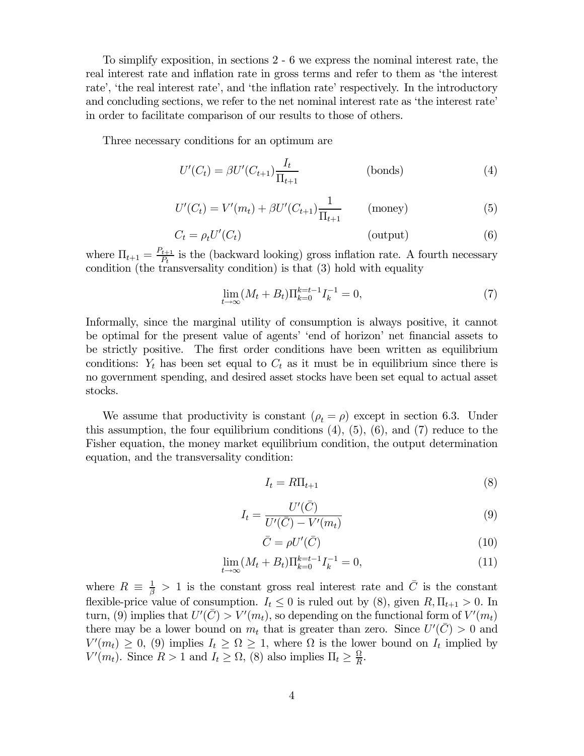To simplify exposition, in sections 2 - 6 we express the nominal interest rate, the real interest rate and inflation rate in gross terms and refer to them as 'the interest rate', 'the real interest rate', and 'the inflation rate' respectively. In the introductory and concluding sections, we refer to the net nominal interest rate as 'the interest rate' in order to facilitate comparison of our results to those of others.

Three necessary conditions for an optimum are

$$U'(C_t) = \beta U'(C_{t+1}) \frac{I_t}{\Pi_{t+1}} \qquad \text{(bonds)} \tag{4}$$

$$U'(C_t) = V'(m_t) + \beta U'(C_{t+1}) \frac{1}{\Pi_{t+1}} \qquad \text{(money)} \tag{5}$$

$$C_t = \rho_t U'(C_t) \qquad \text{(output)} \tag{6}$$

where $\Pi_{t+1} = \frac{P_{t+1}}{P_t}$ is the (backward looking) gross inflation rate. A fourth necessary condition (the transversality condition) is that (3) hold with equality

$$\lim_{t \to \infty} (M_t + B_t) \Pi_{k=0}^{k=t-1} I_k^{-1} = 0, \tag{7}$$

Informally, since the marginal utility of consumption is always positive, it cannot be optimal for the present value of agents' 'end of horizon' net financial assets to be strictly positive. The first order conditions have been written as equilibrium conditions: $Y_t$ has been set equal to $C_t$ as it must be in equilibrium since there is no government spending, and desired asset stocks have been set equal to actual asset stocks.

We assume that productivity is constant ($\rho_t = \rho$) except in section 6.3. Under this assumption, the four equilibrium conditions (4), (5), (6), and (7) reduce to the Fisher equation, the money market equilibrium condition, the output determination equation, and the transversality condition:

$$I_t = R\Pi_{t+1} \tag{8}$$

$$I_t = \frac{U'(\bar{C})}{U'(\bar{C}) - V'(m_t)} \tag{9}$$

$$\bar{C} = \rho U'(\bar{C}) \tag{10}$$

$$\lim_{t \to \infty} (M_t + B_t) \Pi_{k=0}^{k=t-1} I_k^{-1} = 0, \tag{11}$$

where $R \equiv \frac{1}{\beta} > 1$ is the constant gross real interest rate and $\bar{C}$ is the constant flexible-price value of consumption. $I_t \leq 0$ is ruled out by (8), given $R, \Pi_{t+1} > 0$. In turn, (9) implies that $U'(\bar{C}) > V'(m_t)$, so depending on the functional form of $V'(m_t)$ there may be a lower bound on $m_t$ that is greater than zero. Since $U'(\bar{C}) > 0$ and $V'(m_t) \geq 0$, (9) implies $I_t \geq \Omega \geq 1$, where $\Omega$ is the lower bound on $I_t$ implied by $V'(m_t)$. Since $R > 1$ and $I_t \geq \Omega$, (8) also implies $\Pi_t \geq \frac{\Omega}{R}$.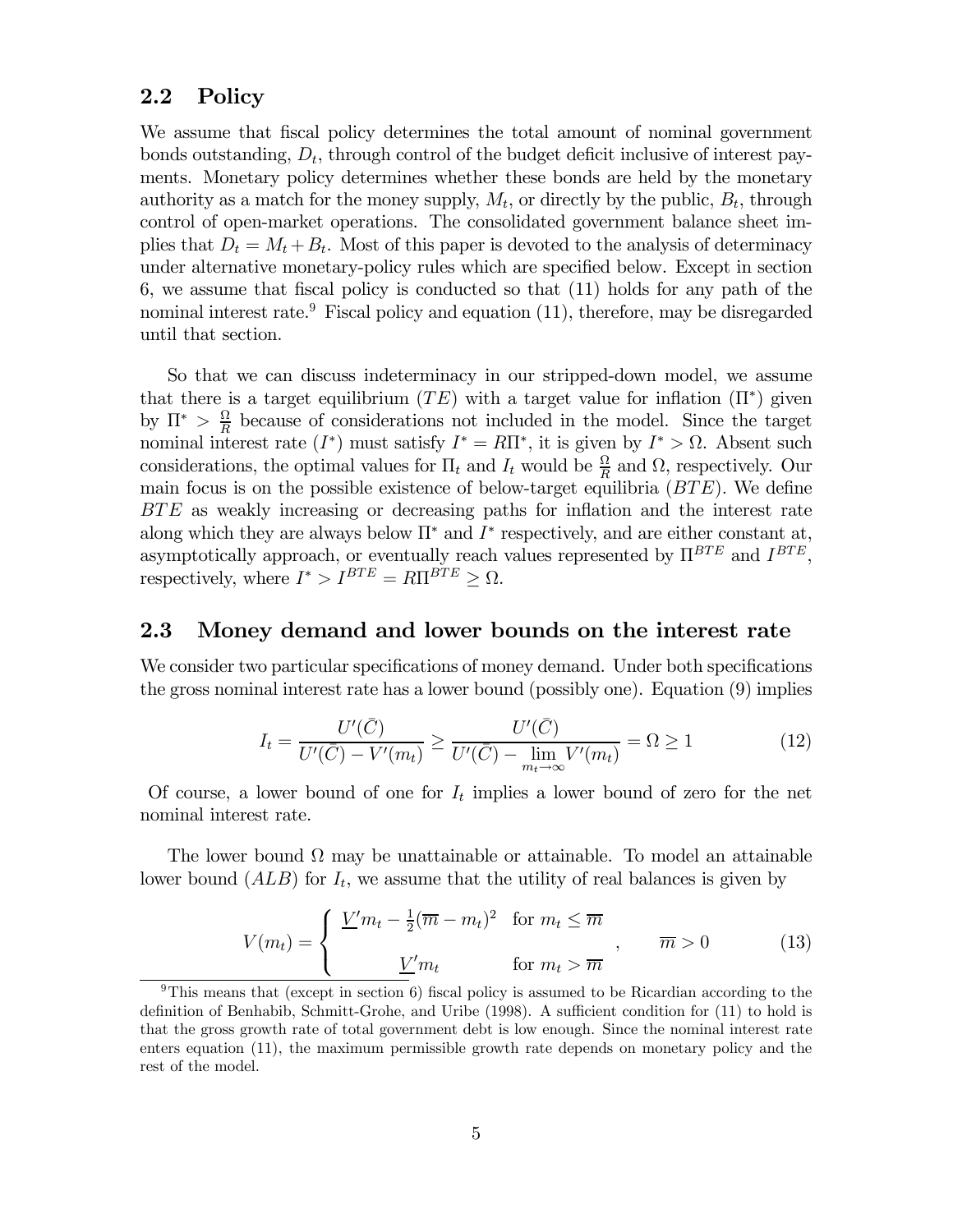## 2.2 Policy

We assume that fiscal policy determines the total amount of nominal government bonds outstanding, $D_t$, through control of the budget deficit inclusive of interest payments. Monetary policy determines whether these bonds are held by the monetary authority as a match for the money supply, $M_t$, or directly by the public, $B_t$, through control of open-market operations. The consolidated government balance sheet implies that $D_t = M_t + B_t$. Most of this paper is devoted to the analysis of determinacy under alternative monetary-policy rules which are specified below. Except in section 6, we assume that fiscal policy is conducted so that (11) holds for any path of the nominal interest rate.[9] Fiscal policy and equation (11), therefore, may be disregarded until that section.

So that we can discuss indeterminacy in our stripped-down model, we assume that there is a target equilibrium ($TE$) with a target value for inflation ($\Pi^*$) given by $\Pi^* > \frac{\Omega}{R}$ because of considerations not included in the model. Since the target nominal interest rate ($I^*$) must satisfy $I^* = R\Pi^*$, it is given by $I^* > \Omega$. Absent such considerations, the optimal values for $\Pi_t$ and $I_t$ would be $\frac{\Omega}{R}$ and $\Omega$, respectively. Our main focus is on the possible existence of below-target equilibria ($BTE$). We define $BTE$ as weakly increasing or decreasing paths for inflation and the interest rate along which they are always below $\Pi^*$ and $I^*$ respectively, and are either constant at, asymptotically approach, or eventually reach values represented by $\Pi^{BTE}$ and $I^{BTE}$, respectively, where $I^* > I^{BTE} = R\Pi^{BTE} \geq \Omega$.

## 2.3 Money demand and lower bounds on the interest rate

We consider two particular specifications of money demand. Under both specifications the gross nominal interest rate has a lower bound (possibly one). Equation (9) implies

$$I_t = \frac{U'(\bar{C})}{U'(\bar{C}) - V'(m_t)} \geq \frac{U'(\bar{C})}{U'(\bar{C}) - \lim\limits_{m_t \to \infty} V'(m_t)} = \Omega \geq 1 \tag{12}$$

Of course, a lower bound of one for $I_t$ implies a lower bound of zero for the net nominal interest rate.

The lower bound $\Omega$ may be unattainable or attainable. To model an attainable lower bound ($ALB$) for $I_t$, we assume that the utility of real balances is given by

$$V(m_t) = \begin{cases} \underline{V}' m_t - \frac{1}{2}(\overline{m} - m_t)^2 & \text{for } m_t \leq \overline{m} \\ \underline{V}' m_t & \text{for } m_t > \overline{m} \end{cases}, \qquad \overline{m} > 0 \tag{13}$$

[9] This means that (except in section 6) fiscal policy is assumed to be Ricardian according to the definition of Benhabib, Schmitt-Grohe, and Uribe (1998). A sufficient condition for (11) to hold is that the gross growth rate of total government debt is low enough. Since the nominal interest rate enters equation (11), the maximum permissible growth rate depends on monetary policy and the rest of the model.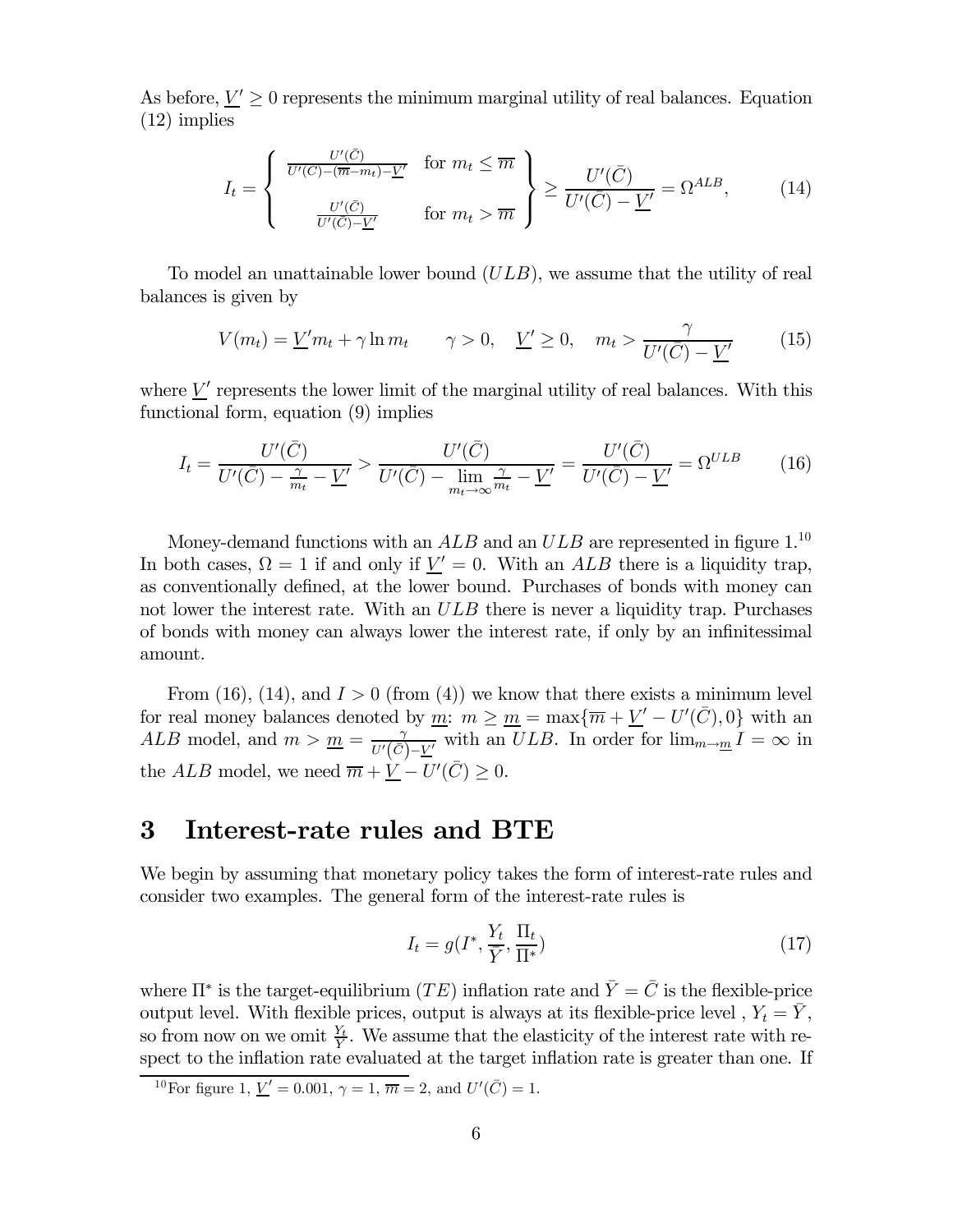As before, $\underline{V}' \geq 0$ represents the minimum marginal utility of real balances. Equation (12) implies

$$I_t = \left\{ \begin{array}{ll} \frac{U'(\bar{C})}{U'(\bar{C}) - (\overline{m} - m_t) - \underline{V}'} & \text{for } m_t \leq \overline{m} \\ \\ \frac{U'(\bar{C})}{U'(\bar{C}) - \underline{V}'} & \text{for } m_t > \overline{m} \end{array} \right\} \geq \frac{U'(\bar{C})}{U'(\bar{C}) - \underline{V}'} = \Omega^{ALB}, \tag{14}$$

To model an unattainable lower bound ($ULB$), we assume that the utility of real balances is given by

$$V(m_t) = \underline{V}' m_t + \gamma \ln m_t \qquad \gamma > 0, \quad \underline{V}' \geq 0, \quad m_t > \frac{\gamma}{U'(\bar{C}) - \underline{V}'} \tag{15}$$

where $\underline{V}'$ represents the lower limit of the marginal utility of real balances. With this functional form, equation (9) implies

$$I_t = \frac{U'(\bar{C})}{U'(\bar{C}) - \frac{\gamma}{m_t} - \underline{V}'} > \frac{U'(\bar{C})}{U'(\bar{C}) - \lim\limits_{m_t \to \infty} \frac{\gamma}{m_t} - \underline{V}'} = \frac{U'(\bar{C})}{U'(\bar{C}) - \underline{V}'} = \Omega^{ULB} \tag{16}$$

Money-demand functions with an $ALB$ and an $ULB$ are represented in figure 1.[10] In both cases, $\Omega = 1$ if and only if $\underline{V}' = 0$. With an $ALB$ there is a liquidity trap, as conventionally defined, at the lower bound. Purchases of bonds with money can not lower the interest rate. With an $ULB$ there is never a liquidity trap. Purchases of bonds with money can always lower the interest rate, if only by an infinitessimal amount.

From (16), (14), and $I > 0$ (from (4)) we know that there exists a minimum level for real money balances denoted by $\underline{m}$: $m \geq \underline{m} = \max\{\overline{m} + \underline{V}' - U'(\bar{C}), 0\}$ with an $ALB$ model, and $m > \underline{m} = \frac{\gamma}{U'(\bar{C}) - \underline{V}'}$ with an $ULB$. In order for $\lim_{m \to \underline{m}} I = \infty$ in the $ALB$ model, we need $\overline{m} + \underline{V} - U'(\bar{C}) \geq 0$.

## 3 Interest-rate rules and BTE

We begin by assuming that monetary policy takes the form of interest-rate rules and consider two examples. The general form of the interest-rate rules is

$$I_t = g(I^*, \frac{Y_t}{\bar{Y}}, \frac{\Pi_t}{\Pi^*}) \tag{17}$$

where $\Pi^*$ is the target-equilibrium ($TE$) inflation rate and $\bar{Y} = \bar{C}$ is the flexible-price output level. With flexible prices, output is always at its flexible-price level , $Y_t = \bar{Y}$, so from now on we omit $\frac{Y_t}{\bar{Y}}$. We assume that the elasticity of the interest rate with respect to the inflation rate evaluated at the target inflation rate is greater than one. If

[10] For figure 1, $\underline{V}' = 0.001$, $\gamma = 1$, $\overline{m} = 2$, and $U'(\bar{C}) = 1$.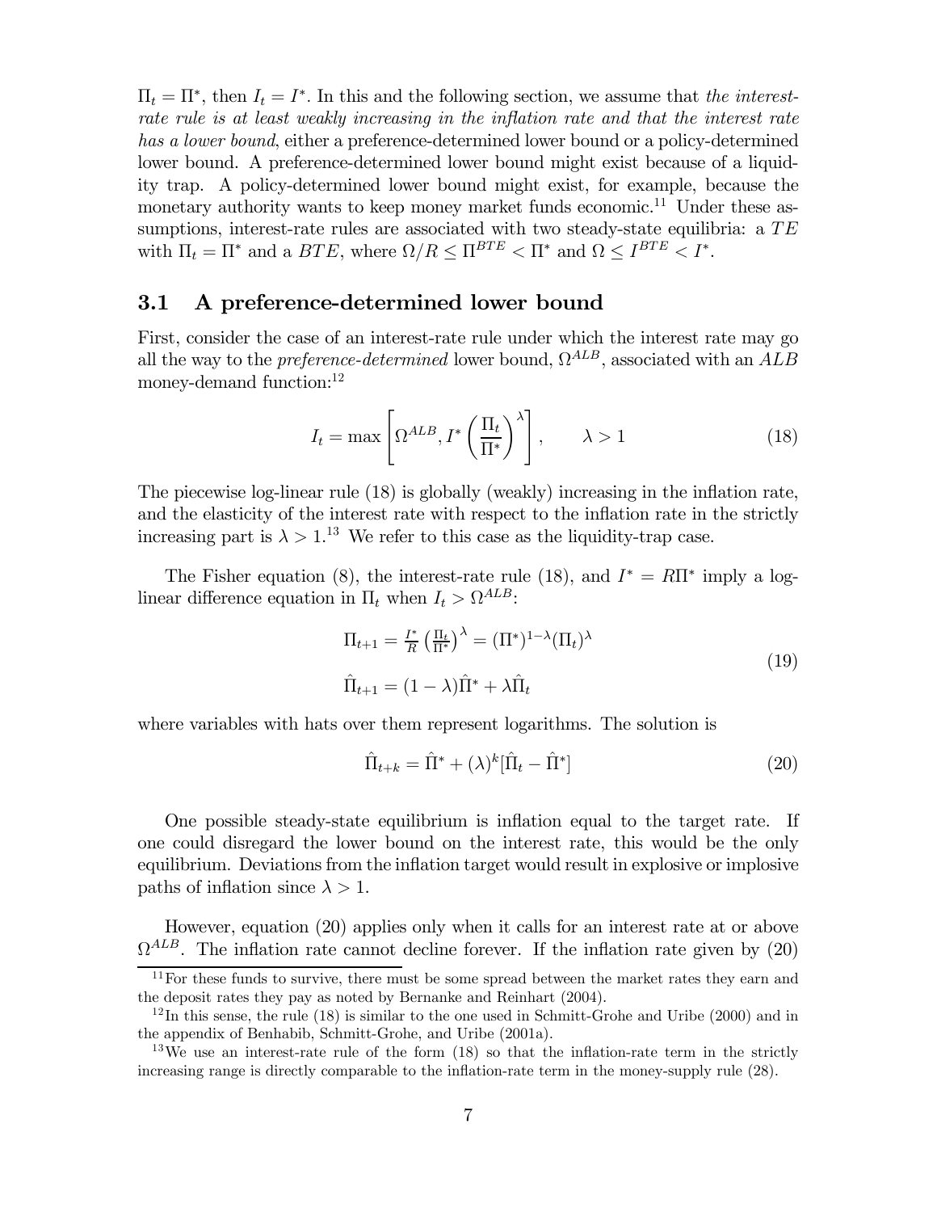$\Pi_t = \Pi^*$, then $I_t = I^*$. In this and the following section, we assume that *the interest-rate rule is at least weakly increasing in the inflation rate and that the interest rate has a lower bound*, either a preference-determined lower bound or a policy-determined lower bound. A preference-determined lower bound might exist because of a liquidity trap. A policy-determined lower bound might exist, for example, because the monetary authority wants to keep money market funds economic.[11] Under these assumptions, interest-rate rules are associated with two steady-state equilibria: a $TE$ with $\Pi_t = \Pi^*$ and a $BTE$, where $\Omega/R \leq \Pi^{BTE} < \Pi^*$ and $\Omega \leq I^{BTE} < I^*$.

### 3.1 A preference-determined lower bound

First, consider the case of an interest-rate rule under which the interest rate may go all the way to the *preference-determined* lower bound, $\Omega^{ALB}$, associated with an $ALB$ money-demand function:[12]

$$I_t = \max\left[\Omega^{ALB}, I^*\left(\frac{\Pi_t}{\Pi^*}\right)^{\lambda}\right], \qquad \lambda > 1 \tag{18}$$

The piecewise log-linear rule (18) is globally (weakly) increasing in the inflation rate, and the elasticity of the interest rate with respect to the inflation rate in the strictly increasing part is $\lambda > 1$.[13] We refer to this case as the liquidity-trap case.

The Fisher equation (8), the interest-rate rule (18), and $I^* = R\Pi^*$ imply a log-linear difference equation in $\Pi_t$ when $I_t > \Omega^{ALB}$:

$$\begin{aligned} \Pi_{t+1} &= \tfrac{I^*}{R}\left(\tfrac{\Pi_t}{\Pi^*}\right)^{\lambda} = (\Pi^*)^{1-\lambda}(\Pi_t)^{\lambda} \\ \hat{\Pi}_{t+1} &= (1-\lambda)\hat{\Pi}^* + \lambda\hat{\Pi}_t \end{aligned} \tag{19}$$

where variables with hats over them represent logarithms. The solution is

$$\hat{\Pi}_{t+k} = \hat{\Pi}^* + (\lambda)^k[\hat{\Pi}_t - \hat{\Pi}^*] \tag{20}$$

One possible steady-state equilibrium is inflation equal to the target rate. If one could disregard the lower bound on the interest rate, this would be the only equilibrium. Deviations from the inflation target would result in explosive or implosive paths of inflation since $\lambda > 1$.

However, equation (20) applies only when it calls for an interest rate at or above $\Omega^{ALB}$. The inflation rate cannot decline forever. If the inflation rate given by (20)

[11] For these funds to survive, there must be some spread between the market rates they earn and the deposit rates they pay as noted by Bernanke and Reinhart (2004).

[12] In this sense, the rule (18) is similar to the one used in Schmitt-Grohe and Uribe (2000) and in the appendix of Benhabib, Schmitt-Grohe, and Uribe (2001a).

[13] We use an interest-rate rule of the form (18) so that the inflation-rate term in the strictly increasing range is directly comparable to the inflation-rate term in the money-supply rule (28).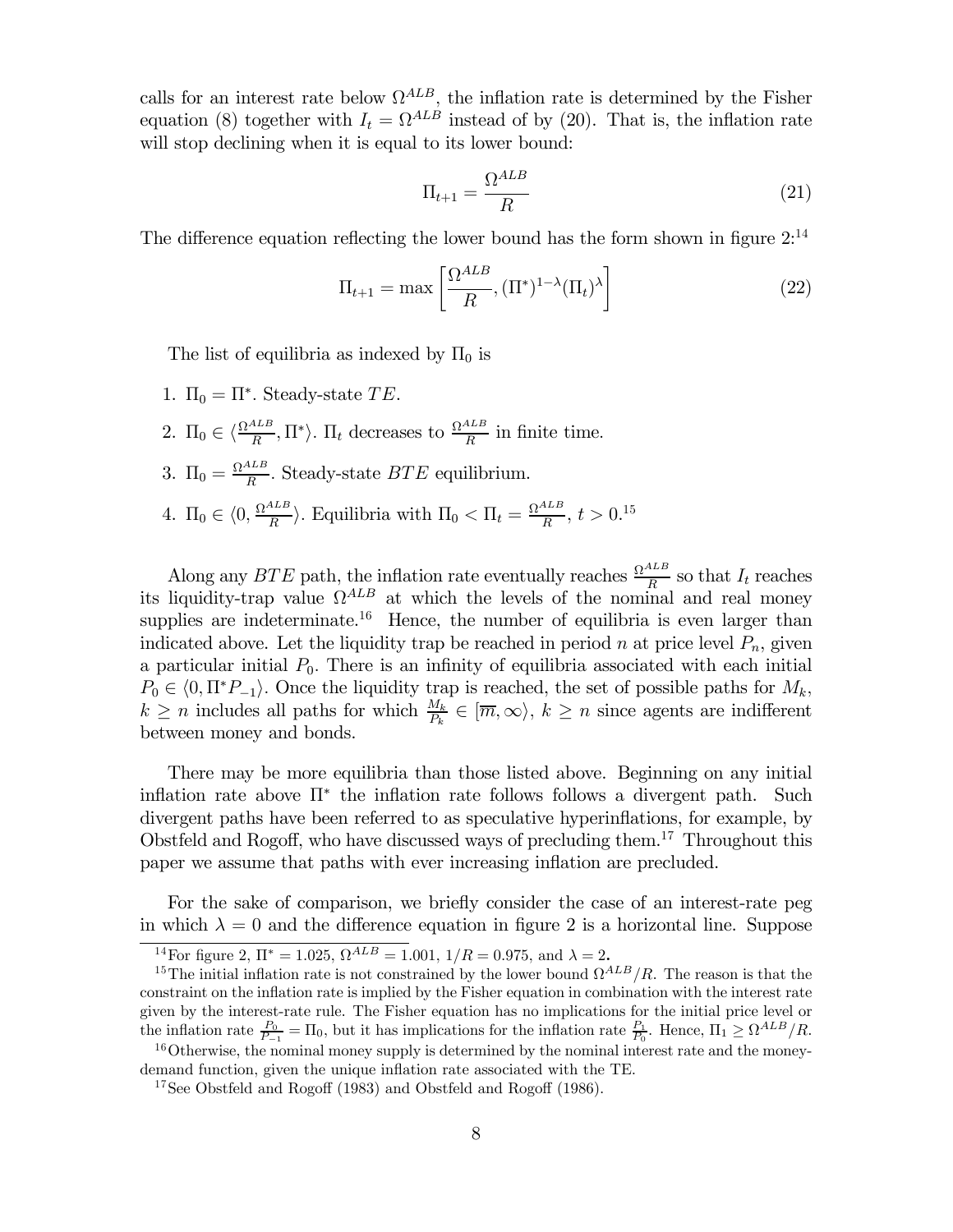calls for an interest rate below $\Omega^{ALB}$, the inflation rate is determined by the Fisher equation (8) together with $I_t = \Omega^{ALB}$ instead of by (20). That is, the inflation rate will stop declining when it is equal to its lower bound:

$$\Pi_{t+1} = \frac{\Omega^{ALB}}{R} \tag{21}$$

The difference equation reflecting the lower bound has the form shown in figure 2:[14]

$$\Pi_{t+1} = \max\left[\frac{\Omega^{ALB}}{R}, (\Pi^*)^{1-\lambda}(\Pi_t)^{\lambda}\right] \tag{22}$$

The list of equilibria as indexed by $\Pi_0$ is

1. $\Pi_0 = \Pi^*$. Steady-state $TE$.
2. $\Pi_0 \in \langle \frac{\Omega^{ALB}}{R}, \Pi^* \rangle$. $\Pi_t$ decreases to $\frac{\Omega^{ALB}}{R}$ in finite time.
3. $\Pi_0 = \frac{\Omega^{ALB}}{R}$. Steady-state $BTE$ equilibrium.
4. $\Pi_0 \in \langle 0, \frac{\Omega^{ALB}}{R} \rangle$. Equilibria with $\Pi_0 < \Pi_t = \frac{\Omega^{ALB}}{R}$, $t > 0$.[15]

Along any $BTE$ path, the inflation rate eventually reaches $\frac{\Omega^{ALB}}{R}$ so that $I_t$ reaches its liquidity-trap value $\Omega^{ALB}$ at which the levels of the nominal and real money supplies are indeterminate.[16] Hence, the number of equilibria is even larger than indicated above. Let the liquidity trap be reached in period $n$ at price level $P_n$, given a particular initial $P_0$. There is an infinity of equilibria associated with each initial $P_0 \in \langle 0, \Pi^* P_{-1} \rangle$. Once the liquidity trap is reached, the set of possible paths for $M_k$, $k \geq n$ includes all paths for which $\frac{M_k}{P_k} \in [\overline{m}, \infty\rangle$, $k \geq n$ since agents are indifferent between money and bonds.

There may be more equilibria than those listed above. Beginning on any initial inflation rate above $\Pi^*$ the inflation rate follows follows a divergent path. Such divergent paths have been referred to as speculative hyperinflations, for example, by Obstfeld and Rogoff, who have discussed ways of precluding them.[17] Throughout this paper we assume that paths with ever increasing inflation are precluded.

For the sake of comparison, we briefly consider the case of an interest-rate peg in which $\lambda = 0$ and the difference equation in figure 2 is a horizontal line. Suppose

---

[14] For figure 2, $\Pi^* = 1.025$, $\Omega^{ALB} = 1.001$, $1/R = 0.975$, and $\lambda = 2$.

[15] The initial inflation rate is not constrained by the lower bound $\Omega^{ALB}/R$. The reason is that the constraint on the inflation rate is implied by the Fisher equation in combination with the interest rate given by the interest-rate rule. The Fisher equation has no implications for the initial price level or the inflation rate $\frac{P_0}{P_{-1}} = \Pi_0$, but it has implications for the inflation rate $\frac{P_1}{P_0}$. Hence, $\Pi_1 \geq \Omega^{ALB}/R$.

[16] Otherwise, the nominal money supply is determined by the nominal interest rate and the money-demand function, given the unique inflation rate associated with the TE.

[17] See Obstfeld and Rogoff (1983) and Obstfeld and Rogoff (1986).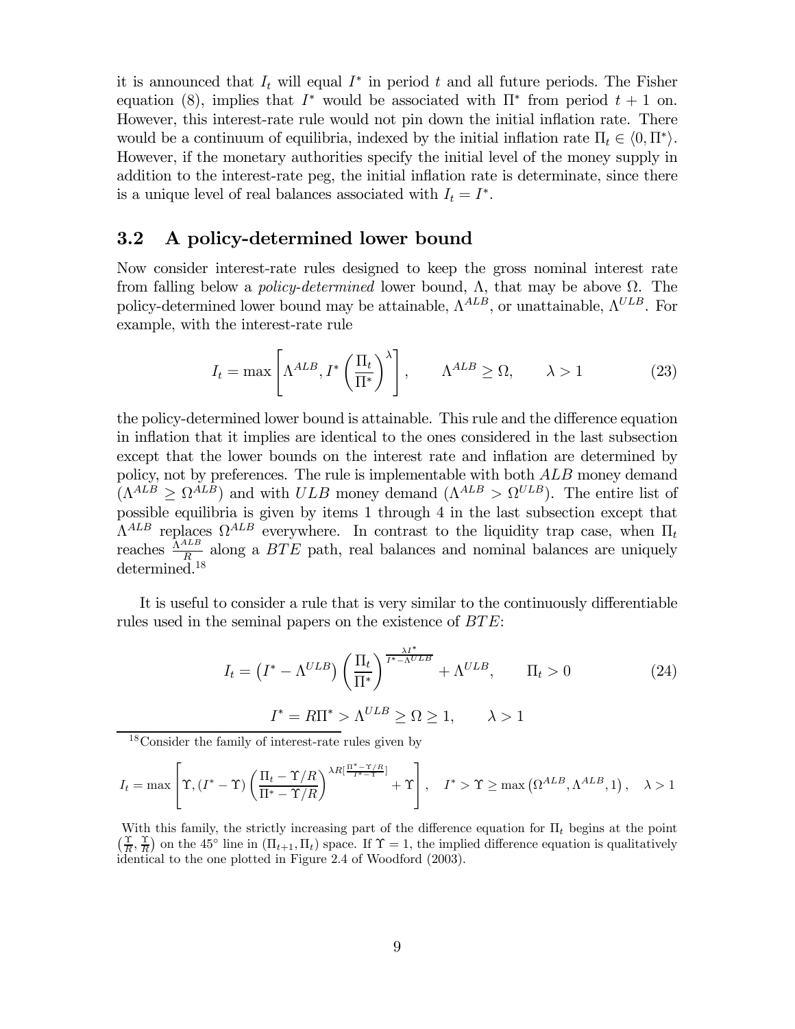it is announced that $I_t$ will equal $I^*$ in period $t$ and all future periods. The Fisher equation (8), implies that $I^*$ would be associated with $\Pi^*$ from period $t+1$ on. However, this interest-rate rule would not pin down the initial inflation rate. There would be a continuum of equilibria, indexed by the initial inflation rate $\Pi_t \in \langle 0, \Pi^* \rangle$. However, if the monetary authorities specify the initial level of the money supply in addition to the interest-rate peg, the initial inflation rate is determinate, since there is a unique level of real balances associated with $I_t = I^*$.

## 3.2 A policy-determined lower bound

Now consider interest-rate rules designed to keep the gross nominal interest rate from falling below a *policy-determined* lower bound, $\Lambda$, that may be above $\Omega$. The policy-determined lower bound may be attainable, $\Lambda^{ALB}$, or unattainable, $\Lambda^{ULB}$. For example, with the interest-rate rule

$$I_t = \max\left[\Lambda^{ALB}, I^*\left(\frac{\Pi_t}{\Pi^*}\right)^{\lambda}\right], \qquad \Lambda^{ALB} \geq \Omega, \qquad \lambda > 1 \tag{23}$$

the policy-determined lower bound is attainable. This rule and the difference equation in inflation that it implies are identical to the ones considered in the last subsection except that the lower bounds on the interest rate and inflation are determined by policy, not by preferences. The rule is implementable with both $ALB$ money demand ($\Lambda^{ALB} \geq \Omega^{ALB}$) and with $ULB$ money demand ($\Lambda^{ALB} > \Omega^{ULB}$). The entire list of possible equilibria is given by items 1 through 4 in the last subsection except that $\Lambda^{ALB}$ replaces $\Omega^{ALB}$ everywhere. In contrast to the liquidity trap case, when $\Pi_t$ reaches $\frac{\Lambda^{ALB}}{R}$ along a $BTE$ path, real balances and nominal balances are uniquely determined.[18]

It is useful to consider a rule that is very similar to the continuously differentiable rules used in the seminal papers on the existence of $BTE$:

$$I_t = \left(I^* - \Lambda^{ULB}\right)\left(\frac{\Pi_t}{\Pi^*}\right)^{\frac{\lambda I^*}{I^* - \Lambda^{ULB}}} + \Lambda^{ULB}, \qquad \Pi_t > 0 \tag{24}$$

$$I^* = R\Pi^* > \Lambda^{ULB} \geq \Omega \geq 1, \qquad \lambda > 1$$

[18] Consider the family of interest-rate rules given by

$$I_t = \max\left[\Upsilon, (I^* - \Upsilon)\left(\frac{\Pi_t - \Upsilon/R}{\Pi^* - \Upsilon/R}\right)^{\lambda R\left[\frac{\Pi^* - \Upsilon/R}{I^* - \Upsilon}\right]} + \Upsilon\right], \quad I^* > \Upsilon \geq \max\left(\Omega^{ALB}, \Lambda^{ALB}, 1\right), \quad \lambda > 1$$

With this family, the strictly increasing part of the difference equation for $\Pi_t$ begins at the point $\left(\frac{\Upsilon}{R}, \frac{\Upsilon}{R}\right)$ on the 45° line in $(\Pi_{t+1}, \Pi_t)$ space. If $\Upsilon = 1$, the implied difference equation is qualitatively identical to the one plotted in Figure 2.4 of Woodford (2003).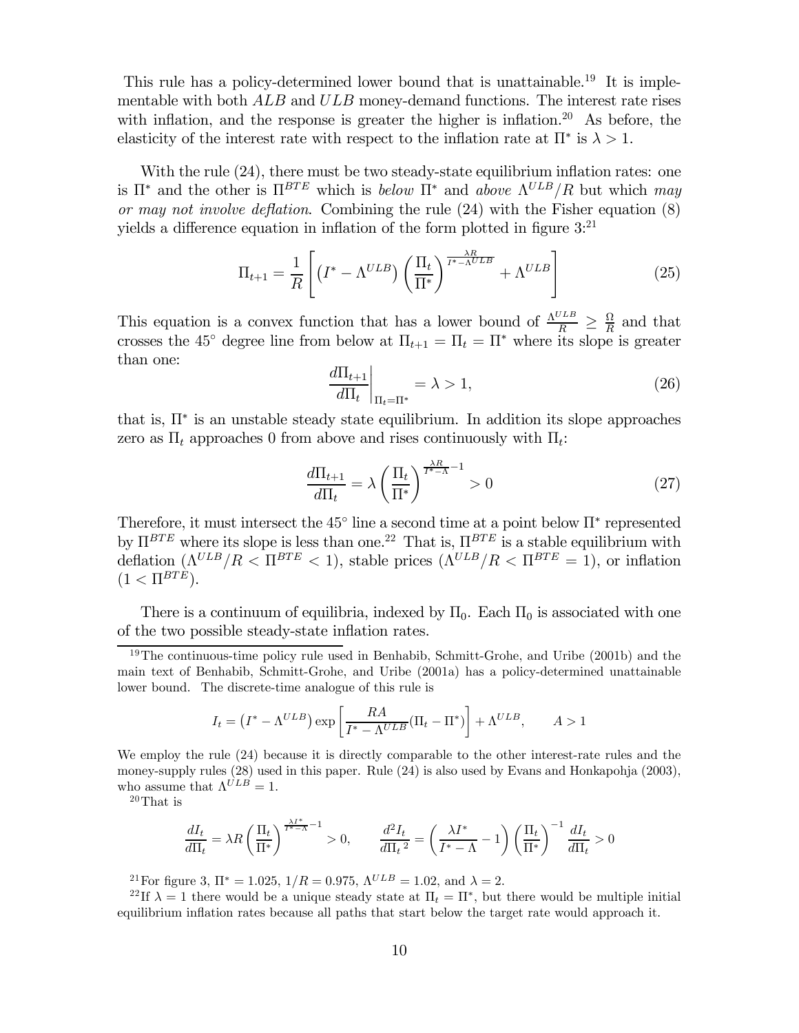This rule has a policy-determined lower bound that is unattainable.[19] It is implementable with both $ALB$ and $ULB$ money-demand functions. The interest rate rises with inflation, and the response is greater the higher is inflation.[20] As before, the elasticity of the interest rate with respect to the inflation rate at $\Pi^*$ is $\lambda > 1$.

With the rule (24), there must be two steady-state equilibrium inflation rates: one is $\Pi^*$ and the other is $\Pi^{BTE}$ which is *below* $\Pi^*$ and *above* $\Lambda^{ULB}/R$ but which *may or may not involve deflation*. Combining the rule (24) with the Fisher equation (8) yields a difference equation in inflation of the form plotted in figure 3:[21]

$$\Pi_{t+1} = \frac{1}{R}\left[\left(I^* - \Lambda^{ULB}\right)\left(\frac{\Pi_t}{\Pi^*}\right)^{\frac{\lambda R}{I^* - \Lambda^{ULB}}} + \Lambda^{ULB}\right] \tag{25}$$

This equation is a convex function that has a lower bound of $\frac{\Lambda^{ULB}}{R} \geq \frac{\Omega}{R}$ and that crosses the 45° degree line from below at $\Pi_{t+1} = \Pi_t = \Pi^*$ where its slope is greater than one:

$$\left.\frac{d\Pi_{t+1}}{d\Pi_t}\right|_{\Pi_t = \Pi^*} = \lambda > 1, \tag{26}$$

that is, $\Pi^*$ is an unstable steady state equilibrium. In addition its slope approaches zero as $\Pi_t$ approaches 0 from above and rises continuously with $\Pi_t$:

$$\frac{d\Pi_{t+1}}{d\Pi_t} = \lambda\left(\frac{\Pi_t}{\Pi^*}\right)^{\frac{\lambda R}{I^* - \Lambda} - 1} > 0 \tag{27}$$

Therefore, it must intersect the 45° line a second time at a point below $\Pi^*$ represented by $\Pi^{BTE}$ where its slope is less than one.[22] That is, $\Pi^{BTE}$ is a stable equilibrium with deflation ($\Lambda^{ULB}/R < \Pi^{BTE} < 1$), stable prices ($\Lambda^{ULB}/R < \Pi^{BTE} = 1$), or inflation ($1 < \Pi^{BTE}$).

There is a continuum of equilibria, indexed by $\Pi_0$. Each $\Pi_0$ is associated with one of the two possible steady-state inflation rates.

---

[19] The continuous-time policy rule used in Benhabib, Schmitt-Grohe, and Uribe (2001b) and the main text of Benhabib, Schmitt-Grohe, and Uribe (2001a) has a policy-determined unattainable lower bound. The discrete-time analogue of this rule is

$$I_t = \left(I^* - \Lambda^{ULB}\right)\exp\left[\frac{RA}{I^* - \Lambda^{ULB}}(\Pi_t - \Pi^*)\right] + \Lambda^{ULB}, \qquad A > 1$$

We employ the rule (24) because it is directly comparable to the other interest-rate rules and the money-supply rules (28) used in this paper. Rule (24) is also used by Evans and Honkapohja (2003), who assume that $\Lambda^{ULB} = 1$.

[20] That is

$$\frac{dI_t}{d\Pi_t} = \lambda R\left(\frac{\Pi_t}{\Pi^*}\right)^{\frac{\lambda I^*}{I^* - \Lambda} - 1} > 0, \qquad \frac{d^2 I_t}{d\Pi_t{}^2} = \left(\frac{\lambda I^*}{I^* - \Lambda} - 1\right)\left(\frac{\Pi_t}{\Pi^*}\right)^{-1}\frac{dI_t}{d\Pi_t} > 0$$

[21] For figure 3, $\Pi^* = 1.025$, $1/R = 0.975$, $\Lambda^{ULB} = 1.02$, and $\lambda = 2$.

[22] If $\lambda = 1$ there would be a unique steady state at $\Pi_t = \Pi^*$, but there would be multiple initial equilibrium inflation rates because all paths that start below the target rate would approach it.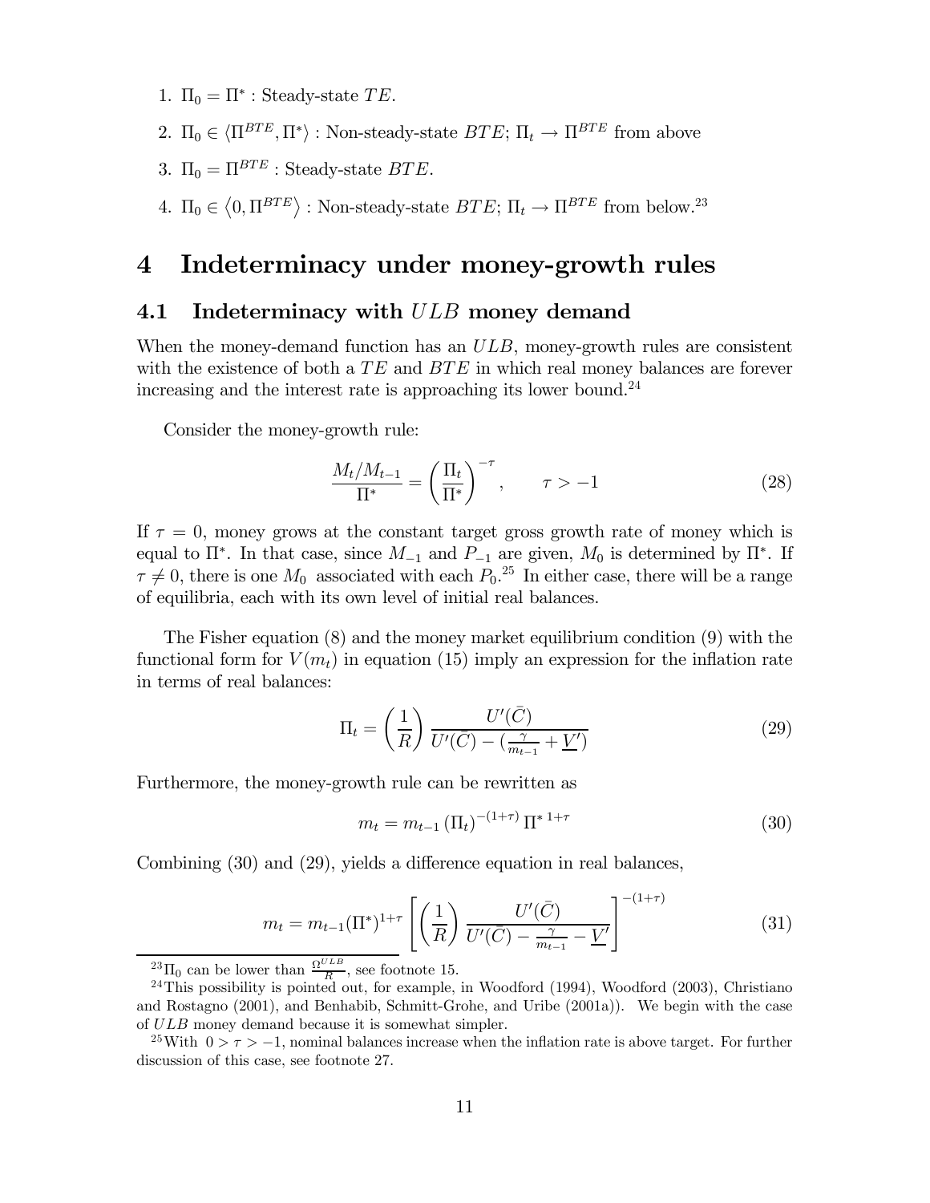1. $\Pi_0 = \Pi^*$ : Steady-state $TE$.
2. $\Pi_0 \in \langle \Pi^{BTE}, \Pi^* \rangle$ : Non-steady-state $BTE$; $\Pi_t \to \Pi^{BTE}$ from above
3. $\Pi_0 = \Pi^{BTE}$ : Steady-state $BTE$.
4. $\Pi_0 \in \langle 0, \Pi^{BTE} \rangle$ : Non-steady-state $BTE$; $\Pi_t \to \Pi^{BTE}$ from below.[23]

# 4 Indeterminacy under money-growth rules

## 4.1 Indeterminacy with $ULB$ money demand

When the money-demand function has an $ULB$, money-growth rules are consistent with the existence of both a $TE$ and $BTE$ in which real money balances are forever increasing and the interest rate is approaching its lower bound.[24]

Consider the money-growth rule:

$$\frac{M_t/M_{t-1}}{\Pi^*} = \left(\frac{\Pi_t}{\Pi^*}\right)^{-\tau}, \qquad \tau > -1 \tag{28}$$

If $\tau = 0$, money grows at the constant target gross growth rate of money which is equal to $\Pi^*$. In that case, since $M_{-1}$ and $P_{-1}$ are given, $M_0$ is determined by $\Pi^*$. If $\tau \neq 0$, there is one $M_0$ associated with each $P_0$.[25] In either case, there will be a range of equilibria, each with its own level of initial real balances.

The Fisher equation (8) and the money market equilibrium condition (9) with the functional form for $V(m_t)$ in equation (15) imply an expression for the inflation rate in terms of real balances:

$$\Pi_t = \left(\frac{1}{R}\right) \frac{U'(\bar{C})}{U'(\bar{C}) - (\frac{\gamma}{m_{t-1}} + \underline{V'})} \tag{29}$$

Furthermore, the money-growth rule can be rewritten as

$$m_t = m_{t-1} \left(\Pi_t\right)^{-(1+\tau)} \Pi^{*\,1+\tau} \tag{30}$$

Combining (30) and (29), yields a difference equation in real balances,

$$m_t = m_{t-1} (\Pi^*)^{1+\tau} \left[ \left(\frac{1}{R}\right) \frac{U'(\bar{C})}{U'(\bar{C}) - \frac{\gamma}{m_{t-1}} - \underline{V'}} \right]^{-(1+\tau)} \tag{31}$$

[23] $\Pi_0$ can be lower than $\frac{\Omega^{ULB}}{R}$, see footnote 15.

[24] This possibility is pointed out, for example, in Woodford (1994), Woodford (2003), Christiano and Rostagno (2001), and Benhabib, Schmitt-Grohe, and Uribe (2001a)). We begin with the case of $ULB$ money demand because it is somewhat simpler.

[25] With $0 > \tau > -1$, nominal balances increase when the inflation rate is above target. For further discussion of this case, see footnote 27.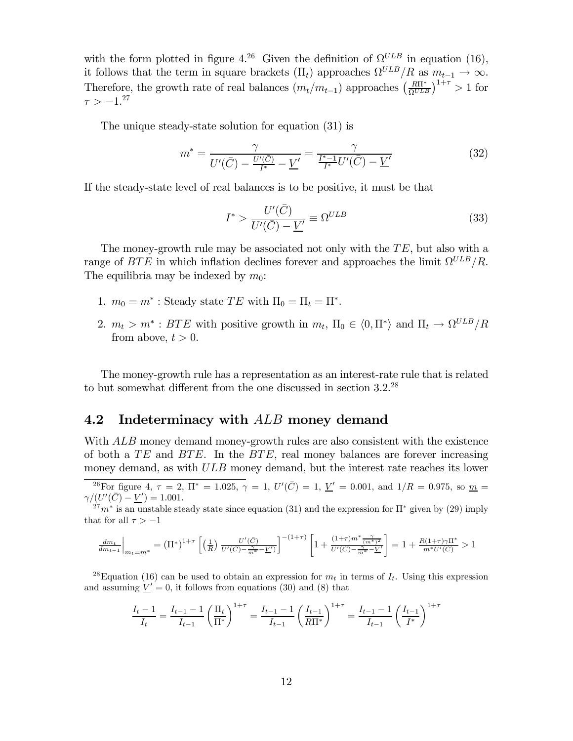with the form plotted in figure 4.[26] Given the definition of $\Omega^{ULB}$ in equation (16), it follows that the term in square brackets ($\Pi_t$) approaches $\Omega^{ULB}/R$ as $m_{t-1} \to \infty$. Therefore, the growth rate of real balances ($m_t/m_{t-1}$) approaches $\left(\frac{R\Pi^*}{\Omega^{ULB}}\right)^{1+\tau} > 1$ for $\tau > -1$.[27]

The unique steady-state solution for equation (31) is

$$m^* = \frac{\gamma}{U'(\bar{C}) - \frac{U'(\bar{C})}{I^*} - \underline{V}'} = \frac{\gamma}{\frac{I^*-1}{I^*}U'(\bar{C}) - \underline{V}'} \tag{32}$$

If the steady-state level of real balances is to be positive, it must be that

$$I^* > \frac{U'(\bar{C})}{U'(\bar{C}) - \underline{V}'} \equiv \Omega^{ULB} \tag{33}$$

The money-growth rule may be associated not only with the $TE$, but also with a range of $BTE$ in which inflation declines forever and approaches the limit $\Omega^{ULB}/R$. The equilibria may be indexed by $m_0$:

1. $m_0 = m^*$ : Steady state $TE$ with $\Pi_0 = \Pi_t = \Pi^*$.
2. $m_t > m^*$ : $BTE$ with positive growth in $m_t$, $\Pi_0 \in \langle 0, \Pi^* \rangle$ and $\Pi_t \to \Omega^{ULB}/R$ from above, $t > 0$.

The money-growth rule has a representation as an interest-rate rule that is related to but somewhat different from the one discussed in section 3.2.[28]

## 4.2 Indeterminacy with $ALB$ money demand

With $ALB$ money demand money-growth rules are also consistent with the existence of both a $TE$ and $BTE$. In the $BTE$, real money balances are forever increasing money demand, as with $ULB$ money demand, but the interest rate reaches its lower

---

[26] For figure 4, $\tau = 2$, $\Pi^* = 1.025$, $\gamma = 1$, $U'(\bar{C}) = 1$, $\underline{V}' = 0.001$, and $1/R = 0.975$, so $\underline{m} = \gamma/(U'(\bar{C}) - \underline{V}') = 1.001$.

[27] $m^*$ is an unstable steady state since equation (31) and the expression for $\Pi^*$ given by (29) imply that for all $\tau > -1$

$$\left.\frac{dm_t}{dm_{t-1}}\right|_{m_t = m^*} = (\Pi^*)^{1+\tau}\left[\left(\frac{1}{R}\right)\frac{U'(\bar{C})}{U'(\bar{C}) - \frac{\gamma}{m^*} - \underline{V}'}\right]^{-(1+\tau)}\left[1 + \frac{(1+\tau)m^*\frac{\gamma}{(m^*)^2}}{U'(\bar{C}) - \frac{\gamma}{m^*} - \underline{V}'}\right] = 1 + \frac{R(1+\tau)\gamma\Pi^*}{m^* U'(\bar{C})} > 1$$

[28] Equation (16) can be used to obtain an expression for $m_t$ in terms of $I_t$. Using this expression and assuming $\underline{V}' = 0$, it follows from equations (30) and (8) that

$$\frac{I_t - 1}{I_t} = \frac{I_{t-1} - 1}{I_{t-1}}\left(\frac{\Pi_t}{\Pi^*}\right)^{1+\tau} = \frac{I_{t-1} - 1}{I_{t-1}}\left(\frac{I_{t-1}}{R\Pi^*}\right)^{1+\tau} = \frac{I_{t-1} - 1}{I_{t-1}}\left(\frac{I_{t-1}}{I^*}\right)^{1+\tau}$$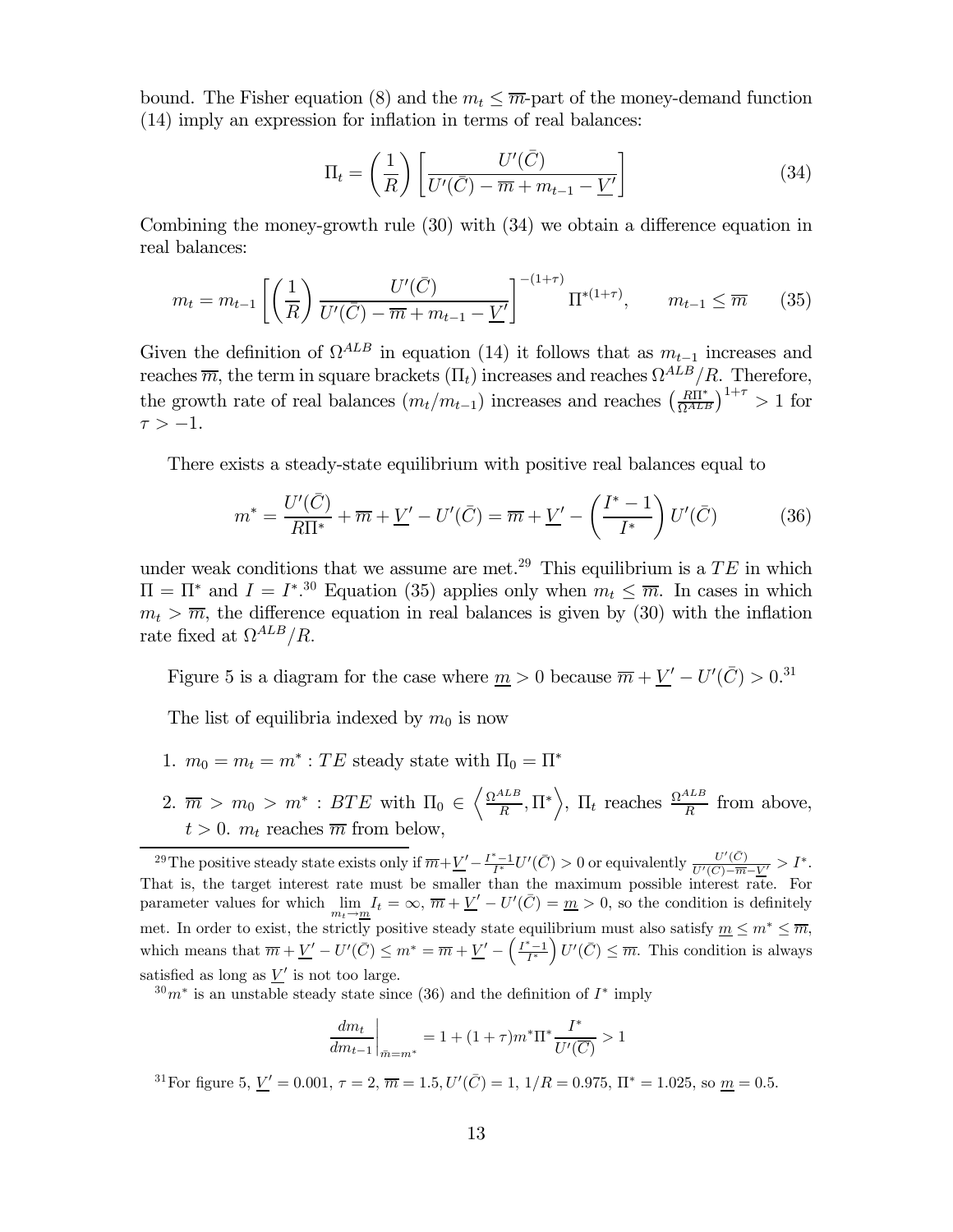bound. The Fisher equation (8) and the $m_t \leq \overline{m}$-part of the money-demand function (14) imply an expression for inflation in terms of real balances:

$$\Pi_t = \left(\frac{1}{R}\right)\left[\frac{U'(\bar{C})}{U'(\bar{C}) - \overline{m} + m_{t-1} - \underline{V}'}\right] \tag{34}$$

Combining the money-growth rule (30) with (34) we obtain a difference equation in real balances:

$$m_t = m_{t-1}\left[\left(\frac{1}{R}\right)\frac{U'(\bar{C})}{U'(\bar{C}) - \overline{m} + m_{t-1} - \underline{V}'}\right]^{-(1+\tau)} \Pi^{*(1+\tau)}, \qquad m_{t-1} \leq \overline{m} \tag{35}$$

Given the definition of $\Omega^{ALB}$ in equation (14) it follows that as $m_{t-1}$ increases and reaches $\overline{m}$, the term in square brackets ($\Pi_t$) increases and reaches $\Omega^{ALB}/R$. Therefore, the growth rate of real balances ($m_t/m_{t-1}$) increases and reaches $\left(\frac{R\Pi^*}{\Omega^{ALB}}\right)^{1+\tau} > 1$ for $\tau > -1$.

There exists a steady-state equilibrium with positive real balances equal to

$$m^* = \frac{U'(\bar{C})}{R\Pi^*} + \overline{m} + \underline{V}' - U'(\bar{C}) = \overline{m} + \underline{V}' - \left(\frac{I^* - 1}{I^*}\right)U'(\bar{C}) \tag{36}$$

under weak conditions that we assume are met.[29] This equilibrium is a $TE$ in which $\Pi = \Pi^*$ and $I = I^*$.[30] Equation (35) applies only when $m_t \leq \overline{m}$. In cases in which $m_t > \overline{m}$, the difference equation in real balances is given by (30) with the inflation rate fixed at $\Omega^{ALB}/R$.

Figure 5 is a diagram for the case where $\underline{m} > 0$ because $\overline{m} + \underline{V}' - U'(\bar{C}) > 0$.[31]

The list of equilibria indexed by $m_0$ is now

1. $m_0 = m_t = m^*$ : $TE$ steady state with $\Pi_0 = \Pi^*$
2. $\overline{m} > m_0 > m^*$ : $BTE$ with $\Pi_0 \in \left\langle \frac{\Omega^{ALB}}{R}, \Pi^* \right\rangle$, $\Pi_t$ reaches $\frac{\Omega^{ALB}}{R}$ from above, $t > 0$. $m_t$ reaches $\overline{m}$ from below,

---

[29] The positive steady state exists only if $\overline{m} + \underline{V}' - \frac{I^*-1}{I^*}U'(\bar{C}) > 0$ or equivalently $\frac{U'(\bar{C})}{U'(\bar{C}) - \overline{m} - \underline{V}'} > I^*$. That is, the target interest rate must be smaller than the maximum possible interest rate. For parameter values for which $\lim_{m_t \to \underline{m}} I_t = \infty$, $\overline{m} + \underline{V}' - U'(\bar{C}) = \underline{m} > 0$, so the condition is definitely met. In order to exist, the strictly positive steady state equilibrium must also satisfy $\underline{m} \leq m^* \leq \overline{m}$, which means that $\overline{m} + \underline{V}' - U'(\bar{C}) \leq m^* = \overline{m} + \underline{V}' - \left(\frac{I^*-1}{I^*}\right)U'(\bar{C}) \leq \overline{m}$. This condition is always satisfied as long as $\underline{V}'$ is not too large.

[30] $m^*$ is an unstable steady state since (36) and the definition of $I^*$ imply

$$\left.\frac{dm_t}{dm_{t-1}}\right|_{\bar{m}=m^*} = 1 + (1+\tau)m^*\Pi^*\frac{I^*}{U'(\overline{C})} > 1$$

[31] For figure 5, $\underline{V}' = 0.001$, $\tau = 2$, $\overline{m} = 1.5$, $U'(\bar{C}) = 1$, $1/R = 0.975$, $\Pi^* = 1.025$, so $\underline{m} = 0.5$.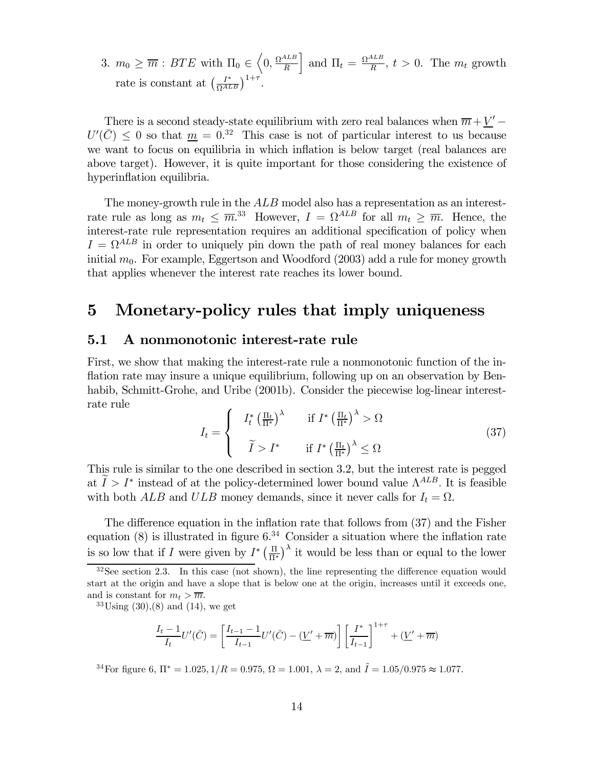3. $m_0 \geq \overline{m}$ : $BTE$ with $\Pi_0 \in \left\langle 0, \frac{\Omega^{ALB}}{R} \right]$ and $\Pi_t = \frac{\Omega^{ALB}}{R}$, $t > 0$. The $m_t$ growth rate is constant at $\left(\frac{I^*}{\Omega^{ALB}}\right)^{1+\tau}$.

There is a second steady-state equilibrium with zero real balances when $\overline{m} + \underline{V}' - U'(\bar{C}) \leq 0$ so that $\underline{m} = 0$.[32] This case is not of particular interest to us because we want to focus on equilibria in which inflation is below target (real balances are above target). However, it is quite important for those considering the existence of hyperinflation equilibria.

The money-growth rule in the $ALB$ model also has a representation as an interest-rate rule as long as $m_t \leq \overline{m}$.[33] However, $I = \Omega^{ALB}$ for all $m_t \geq \overline{m}$. Hence, the interest-rate rule representation requires an additional specification of policy when $I = \Omega^{ALB}$ in order to uniquely pin down the path of real money balances for each initial $m_0$. For example, Eggertson and Woodford (2003) add a rule for money growth that applies whenever the interest rate reaches its lower bound.

# 5 Monetary-policy rules that imply uniqueness

## 5.1 A nonmonotonic interest-rate rule

First, we show that making the interest-rate rule a nonmonotonic function of the inflation rate may insure a unique equilibrium, following up on an observation by Benhabib, Schmitt-Grohe, and Uribe (2001b). Consider the piecewise log-linear interest-rate rule

$$I_t = \begin{cases} I_t^* \left(\frac{\Pi_t}{\Pi^*}\right)^\lambda & \text{if } I^* \left(\frac{\Pi_t}{\Pi^*}\right)^\lambda > \Omega \\ \widetilde{I} > I^* & \text{if } I^* \left(\frac{\Pi_t}{\Pi^*}\right)^\lambda \leq \Omega \end{cases} \tag{37}$$

This rule is similar to the one described in section 3.2, but the interest rate is pegged at $\widetilde{I} > I^*$ instead of at the policy-determined lower bound value $\Lambda^{ALB}$. It is feasible with both $ALB$ and $ULB$ money demands, since it never calls for $I_t = \Omega$.

The difference equation in the inflation rate that follows from (37) and the Fisher equation (8) is illustrated in figure 6.[34] Consider a situation where the inflation rate is so low that if $I$ were given by $I^* \left(\frac{\Pi}{\Pi^*}\right)^\lambda$ it would be less than or equal to the lower

---

[32] See section 2.3. In this case (not shown), the line representing the difference equation would start at the origin and have a slope that is below one at the origin, increases until it exceeds one, and is constant for $m_t > \overline{m}$.

[33] Using (30),(8) and (14), we get

$$\frac{I_t - 1}{I_t} U'(\bar{C}) = \left[\frac{I_{t-1} - 1}{I_{t-1}} U'(\bar{C}) - (\underline{V}' + \overline{m})\right] \left[\frac{I^*}{I_{t-1}}\right]^{1+\tau} + (\underline{V}' + \overline{m})$$

[34] For figure 6, $\Pi^* = 1.025, 1/R = 0.975$, $\Omega = 1.001$, $\lambda = 2$, and $\tilde{I} = 1.05/0.975 \approx 1.077$.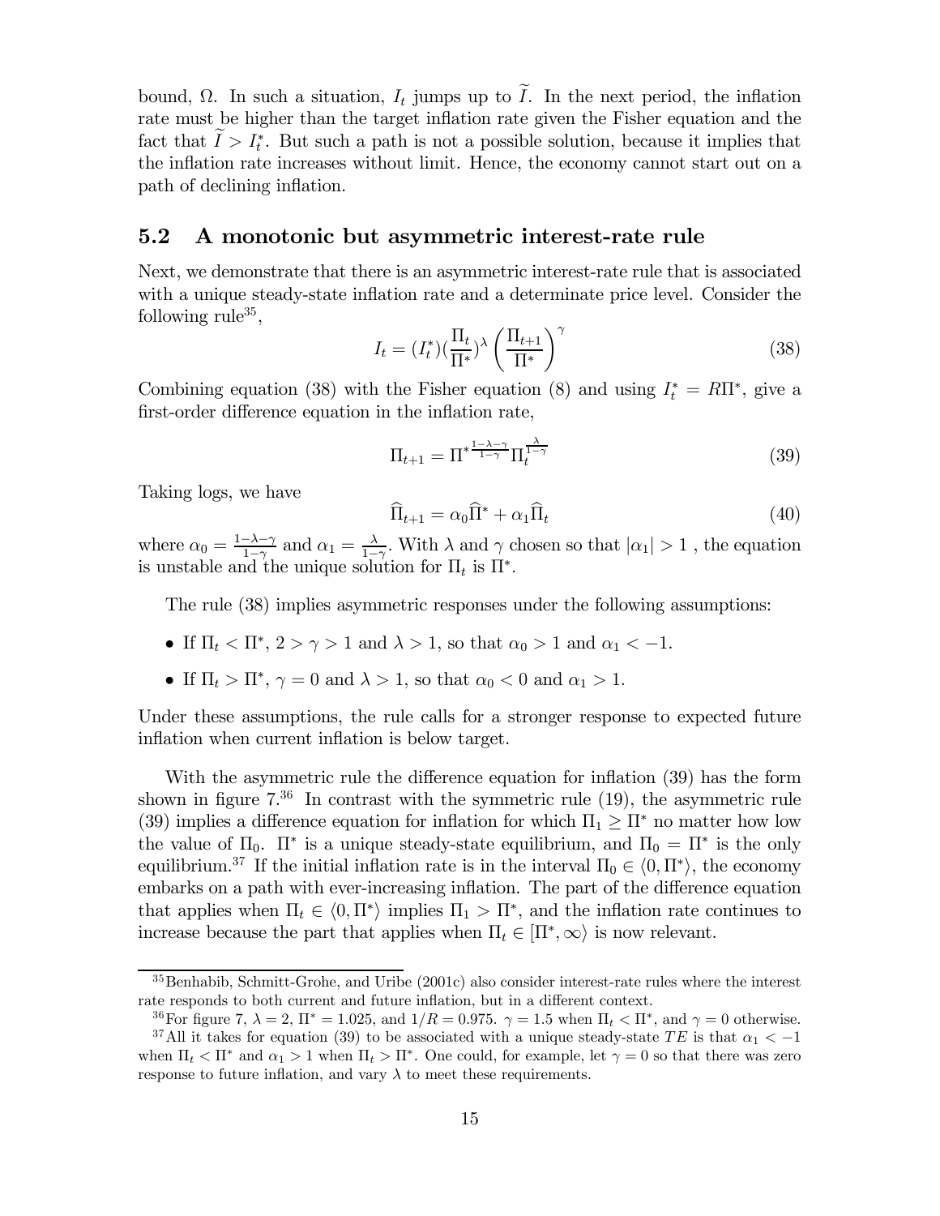bound, $\Omega$. In such a situation, $I_t$ jumps up to $\widetilde{I}$. In the next period, the inflation rate must be higher than the target inflation rate given the Fisher equation and the fact that $\widetilde{I} > I_t^*$. But such a path is not a possible solution, because it implies that the inflation rate increases without limit. Hence, the economy cannot start out on a path of declining inflation.

## 5.2 A monotonic but asymmetric interest-rate rule

Next, we demonstrate that there is an asymmetric interest-rate rule that is associated with a unique steady-state inflation rate and a determinate price level. Consider the following rule[35],

$$I_t = (I_t^*)(\frac{\Pi_t}{\Pi^*})^{\lambda}\left(\frac{\Pi_{t+1}}{\Pi^*}\right)^{\gamma} \tag{38}$$

Combining equation (38) with the Fisher equation (8) and using $I_t^* = R\Pi^*$, give a first-order difference equation in the inflation rate,

$$\Pi_{t+1} = \Pi^{*\frac{1-\lambda-\gamma}{1-\gamma}}\Pi_t^{\frac{\lambda}{1-\gamma}} \tag{39}$$

Taking logs, we have

$$\widehat{\Pi}_{t+1} = \alpha_0\widehat{\Pi}^* + \alpha_1\widehat{\Pi}_t \tag{40}$$

where $\alpha_0 = \frac{1-\lambda-\gamma}{1-\gamma}$ and $\alpha_1 = \frac{\lambda}{1-\gamma}$. With $\lambda$ and $\gamma$ chosen so that $|\alpha_1| > 1$ , the equation is unstable and the unique solution for $\Pi_t$ is $\Pi^*$.

The rule (38) implies asymmetric responses under the following assumptions:

- If $\Pi_t < \Pi^*$, $2 > \gamma > 1$ and $\lambda > 1$, so that $\alpha_0 > 1$ and $\alpha_1 < -1$.
- If $\Pi_t > \Pi^*$, $\gamma = 0$ and $\lambda > 1$, so that $\alpha_0 < 0$ and $\alpha_1 > 1$.

Under these assumptions, the rule calls for a stronger response to expected future inflation when current inflation is below target.

With the asymmetric rule the difference equation for inflation (39) has the form shown in figure 7.[36] In contrast with the symmetric rule (19), the asymmetric rule (39) implies a difference equation for inflation for which $\Pi_1 \geq \Pi^*$ no matter how low the value of $\Pi_0$. $\Pi^*$ is a unique steady-state equilibrium, and $\Pi_0 = \Pi^*$ is the only equilibrium.[37] If the initial inflation rate is in the interval $\Pi_0 \in \langle 0, \Pi^* \rangle$, the economy embarks on a path with ever-increasing inflation. The part of the difference equation that applies when $\Pi_t \in \langle 0, \Pi^* \rangle$ implies $\Pi_1 > \Pi^*$, and the inflation rate continues to increase because the part that applies when $\Pi_t \in [\Pi^*, \infty\rangle$ is now relevant.

[35] Benhabib, Schmitt-Grohe, and Uribe (2001c) also consider interest-rate rules where the interest rate responds to both current and future inflation, but in a different context.

[36] For figure 7, $\lambda = 2$, $\Pi^* = 1.025$, and $1/R = 0.975$. $\gamma = 1.5$ when $\Pi_t < \Pi^*$, and $\gamma = 0$ otherwise.

[37] All it takes for equation (39) to be associated with a unique steady-state $TE$ is that $\alpha_1 < -1$ when $\Pi_t < \Pi^*$ and $\alpha_1 > 1$ when $\Pi_t > \Pi^*$. One could, for example, let $\gamma = 0$ so that there was zero response to future inflation, and vary $\lambda$ to meet these requirements.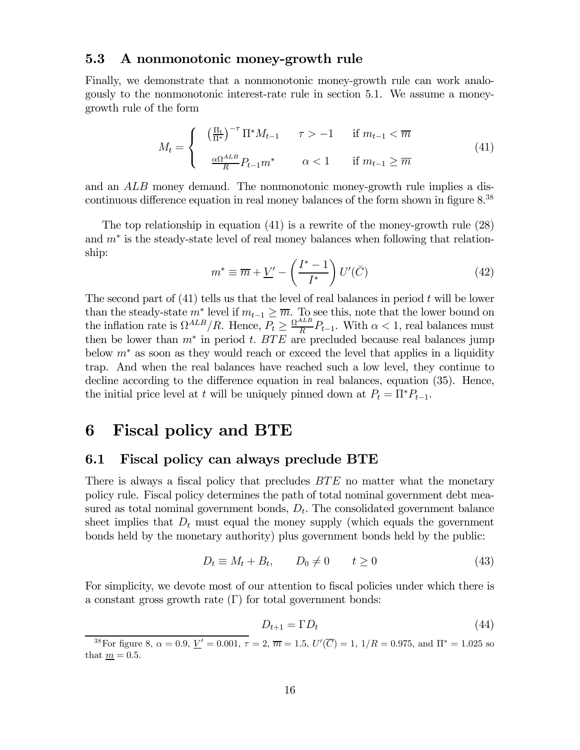### 5.3 A nonmonotonic money-growth rule

Finally, we demonstrate that a nonmonotonic money-growth rule can work analogously to the nonmonotonic interest-rate rule in section 5.1. We assume a money-growth rule of the form

$$M_t = \begin{cases} \left(\frac{\Pi_t}{\Pi^*}\right)^{-\tau} \Pi^* M_{t-1} \qquad \tau > -1 \qquad \text{if } m_{t-1} < \overline{m} \\ \\ \frac{\alpha \Omega^{ALB}}{R} P_{t-1} m^* \qquad \alpha < 1 \qquad \text{if } m_{t-1} \geq \overline{m} \end{cases} \tag{41}$$

and an $ALB$ money demand. The nonmonotonic money-growth rule implies a discontinuous difference equation in real money balances of the form shown in figure 8.[38]

The top relationship in equation (41) is a rewrite of the money-growth rule (28) and $m^*$ is the steady-state level of real money balances when following that relationship:

$$m^* \equiv \overline{m} + \underline{V}' - \left(\frac{I^* - 1}{I^*}\right) U'(\bar{C}) \tag{42}$$

The second part of (41) tells us that the level of real balances in period $t$ will be lower than the steady-state $m^*$ level if $m_{t-1} \geq \overline{m}$. To see this, note that the lower bound on the inflation rate is $\Omega^{ALB}/R$. Hence, $P_t \geq \frac{\Omega^{ALB}}{R} P_{t-1}$. With $\alpha < 1$, real balances must then be lower than $m^*$ in period $t$. $BTE$ are precluded because real balances jump below $m^*$ as soon as they would reach or exceed the level that applies in a liquidity trap. And when the real balances have reached such a low level, they continue to decline according to the difference equation in real balances, equation (35). Hence, the initial price level at $t$ will be uniquely pinned down at $P_t = \Pi^* P_{t-1}$.

# 6 Fiscal policy and BTE

## 6.1 Fiscal policy can always preclude BTE

There is always a fiscal policy that precludes $BTE$ no matter what the monetary policy rule. Fiscal policy determines the path of total nominal government debt measured as total nominal government bonds, $D_t$. The consolidated government balance sheet implies that $D_t$ must equal the money supply (which equals the government bonds held by the monetary authority) plus government bonds held by the public:

$$D_t \equiv M_t + B_t, \qquad D_0 \neq 0 \qquad t \geq 0 \tag{43}$$

For simplicity, we devote most of our attention to fiscal policies under which there is a constant gross growth rate ($\Gamma$) for total government bonds:

$$D_{t+1} = \Gamma D_t \tag{44}$$

[38] For figure 8, $\alpha = 0.9$, $\underline{V}' = 0.001$, $\tau = 2$, $\overline{m} = 1.5$, $U'(\overline{C}) = 1$, $1/R = 0.975$, and $\Pi^* = 1.025$ so that $\underline{m} = 0.5$.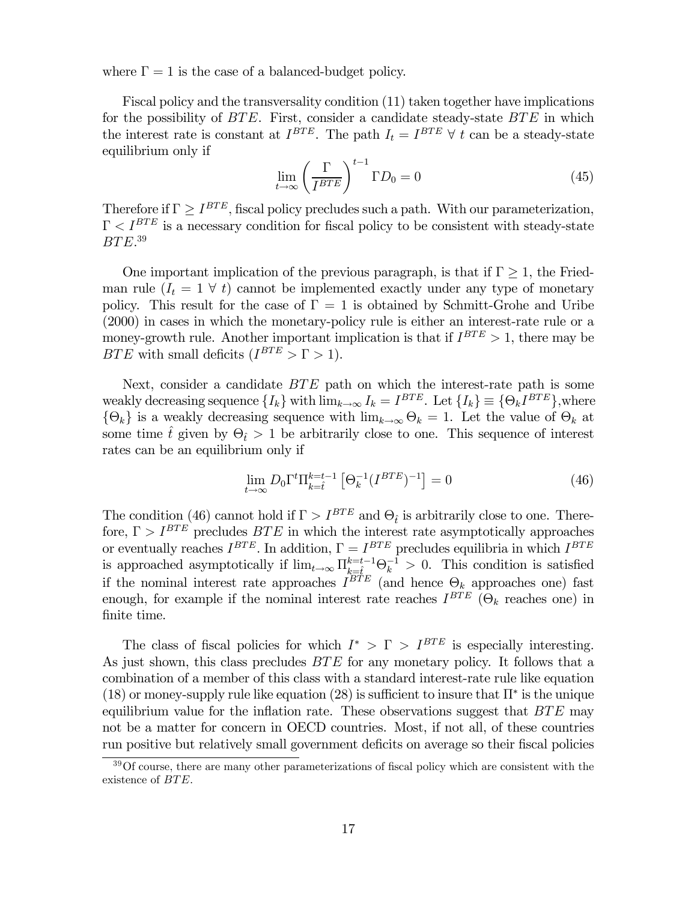where $\Gamma = 1$ is the case of a balanced-budget policy.

Fiscal policy and the transversality condition (11) taken together have implications for the possibility of $BTE$. First, consider a candidate steady-state $BTE$ in which the interest rate is constant at $I^{BTE}$. The path $I_t = I^{BTE} \ \forall \ t$ can be a steady-state equilibrium only if

$$\lim_{t \to \infty} \left( \frac{\Gamma}{I^{BTE}} \right)^{t-1} \Gamma D_0 = 0 \tag{45}$$

Therefore if $\Gamma \geq I^{BTE}$, fiscal policy precludes such a path. With our parameterization, $\Gamma < I^{BTE}$ is a necessary condition for fiscal policy to be consistent with steady-state $BTE$.[39]

One important implication of the previous paragraph, is that if $\Gamma \geq 1$, the Friedman rule ($I_t = 1 \ \forall \ t$) cannot be implemented exactly under any type of monetary policy. This result for the case of $\Gamma = 1$ is obtained by Schmitt-Grohe and Uribe (2000) in cases in which the monetary-policy rule is either an interest-rate rule or a money-growth rule. Another important implication is that if $I^{BTE} > 1$, there may be $BTE$ with small deficits ($I^{BTE} > \Gamma > 1$).

Next, consider a candidate $BTE$ path on which the interest-rate path is some weakly decreasing sequence $\{I_k\}$ with $\lim_{k \to \infty} I_k = I^{BTE}$. Let $\{I_k\} \equiv \{\Theta_k I^{BTE}\}$,where $\{\Theta_k\}$ is a weakly decreasing sequence with $\lim_{k \to \infty} \Theta_k = 1$. Let the value of $\Theta_k$ at some time $\hat{t}$ given by $\Theta_{\hat{t}} > 1$ be arbitrarily close to one. This sequence of interest rates can be an equilibrium only if

$$\lim_{t \to \infty} D_0 \Gamma^t \Pi_{k=\hat{t}}^{k=t-1} \left[ \Theta_k^{-1} (I^{BTE})^{-1} \right] = 0 \tag{46}$$

The condition (46) cannot hold if $\Gamma > I^{BTE}$ and $\Theta_{\hat{t}}$ is arbitrarily close to one. Therefore, $\Gamma > I^{BTE}$ precludes $BTE$ in which the interest rate asymptotically approaches or eventually reaches $I^{BTE}$. In addition, $\Gamma = I^{BTE}$ precludes equilibria in which $I^{BTE}$ is approached asymptotically if $\lim_{t \to \infty} \Pi_{k=\hat{t}}^{k=t-1} \Theta_k^{-1} > 0$. This condition is satisfied if the nominal interest rate approaches $I^{BTE}$ (and hence $\Theta_k$ approaches one) fast enough, for example if the nominal interest rate reaches $I^{BTE}$ ($\Theta_k$ reaches one) in finite time.

The class of fiscal policies for which $I^* > \Gamma > I^{BTE}$ is especially interesting. As just shown, this class precludes $BTE$ for any monetary policy. It follows that a combination of a member of this class with a standard interest-rate rule like equation (18) or money-supply rule like equation (28) is sufficient to insure that $\Pi^*$ is the unique equilibrium value for the inflation rate. These observations suggest that $BTE$ may not be a matter for concern in OECD countries. Most, if not all, of these countries run positive but relatively small government deficits on average so their fiscal policies

[39] Of course, there are many other parameterizations of fiscal policy which are consistent with the existence of $BTE$.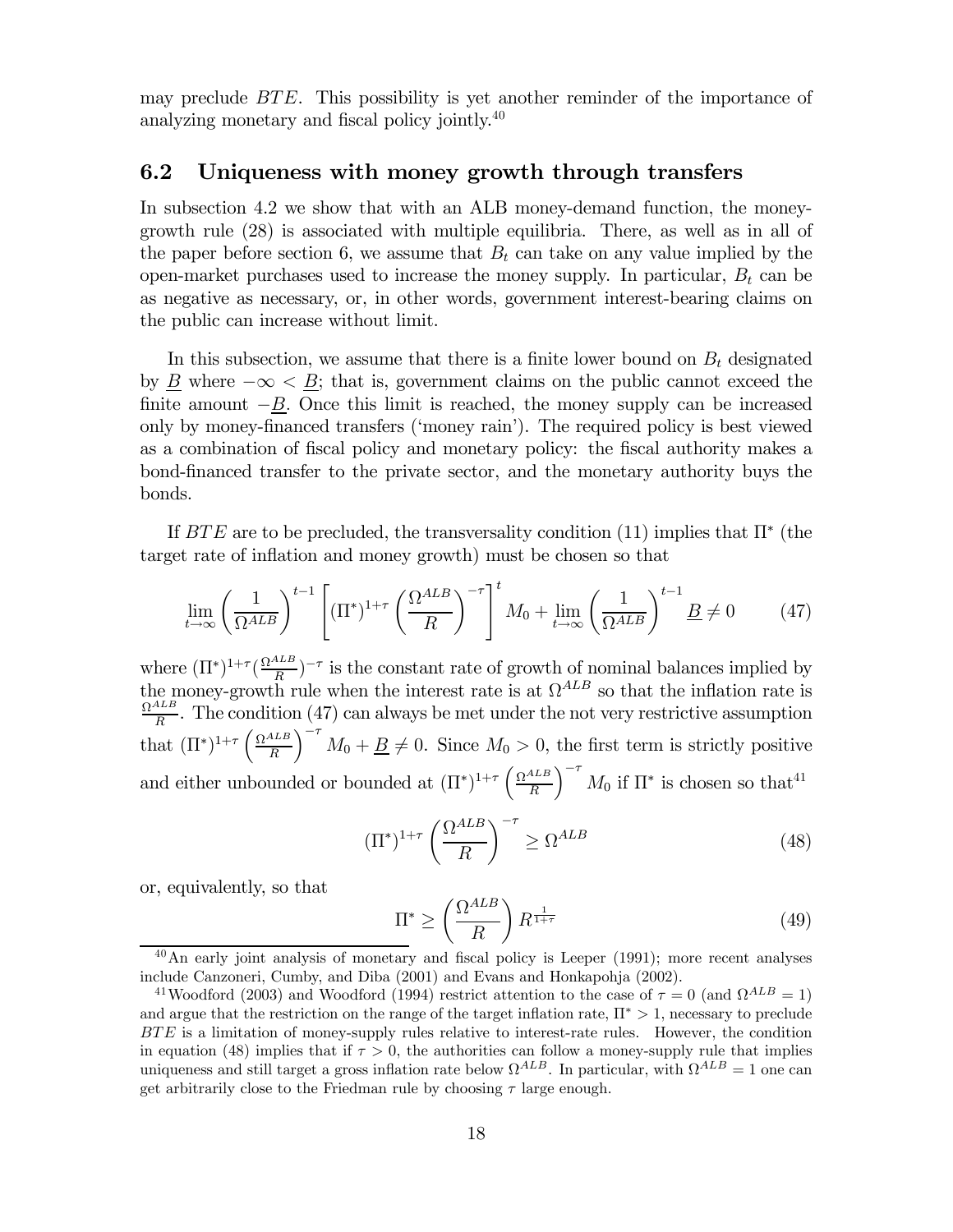may preclude $BTE$. This possibility is yet another reminder of the importance of analyzing monetary and fiscal policy jointly.[40]

## 6.2 Uniqueness with money growth through transfers

In subsection 4.2 we show that with an ALB money-demand function, the money-growth rule (28) is associated with multiple equilibria. There, as well as in all of the paper before section 6, we assume that $B_t$ can take on any value implied by the open-market purchases used to increase the money supply. In particular, $B_t$ can be as negative as necessary, or, in other words, government interest-bearing claims on the public can increase without limit.

In this subsection, we assume that there is a finite lower bound on $B_t$ designated by $\underline{B}$ where $-\infty < \underline{B}$; that is, government claims on the public cannot exceed the finite amount $-\underline{B}$. Once this limit is reached, the money supply can be increased only by money-financed transfers ('money rain'). The required policy is best viewed as a combination of fiscal policy and monetary policy: the fiscal authority makes a bond-financed transfer to the private sector, and the monetary authority buys the bonds.

If $BTE$ are to be precluded, the transversality condition (11) implies that $\Pi^*$ (the target rate of inflation and money growth) must be chosen so that

$$\lim_{t\to\infty}\left(\frac{1}{\Omega^{ALB}}\right)^{t-1}\left[(\Pi^*)^{1+\tau}\left(\frac{\Omega^{ALB}}{R}\right)^{-\tau}\right]^t M_0 + \lim_{t\to\infty}\left(\frac{1}{\Omega^{ALB}}\right)^{t-1}\underline{B} \neq 0 \tag{47}$$

where $(\Pi^*)^{1+\tau}(\frac{\Omega^{ALB}}{R})^{-\tau}$ is the constant rate of growth of nominal balances implied by the money-growth rule when the interest rate is at $\Omega^{ALB}$ so that the inflation rate is $\frac{\Omega^{ALB}}{R}$. The condition (47) can always be met under the not very restrictive assumption that $(\Pi^*)^{1+\tau}\left(\frac{\Omega^{ALB}}{R}\right)^{-\tau}M_0 + \underline{B} \neq 0$. Since $M_0 > 0$, the first term is strictly positive and either unbounded or bounded at $(\Pi^*)^{1+\tau}\left(\frac{\Omega^{ALB}}{R}\right)^{-\tau}M_0$ if $\Pi^*$ is chosen so that[41]

$$(\Pi^*)^{1+\tau}\left(\frac{\Omega^{ALB}}{R}\right)^{-\tau} \geq \Omega^{ALB} \tag{48}$$

or, equivalently, so that

$$\Pi^* \geq \left(\frac{\Omega^{ALB}}{R}\right)R^{\frac{1}{1+\tau}} \tag{49}$$

[40] An early joint analysis of monetary and fiscal policy is Leeper (1991); more recent analyses include Canzoneri, Cumby, and Diba (2001) and Evans and Honkapohja (2002).

[41] Woodford (2003) and Woodford (1994) restrict attention to the case of $\tau = 0$ (and $\Omega^{ALB} = 1$) and argue that the restriction on the range of the target inflation rate, $\Pi^* > 1$, necessary to preclude $BTE$ is a limitation of money-supply rules relative to interest-rate rules. However, the condition in equation (48) implies that if $\tau > 0$, the authorities can follow a money-supply rule that implies uniqueness and still target a gross inflation rate below $\Omega^{ALB}$. In particular, with $\Omega^{ALB} = 1$ one can get arbitrarily close to the Friedman rule by choosing $\tau$ large enough.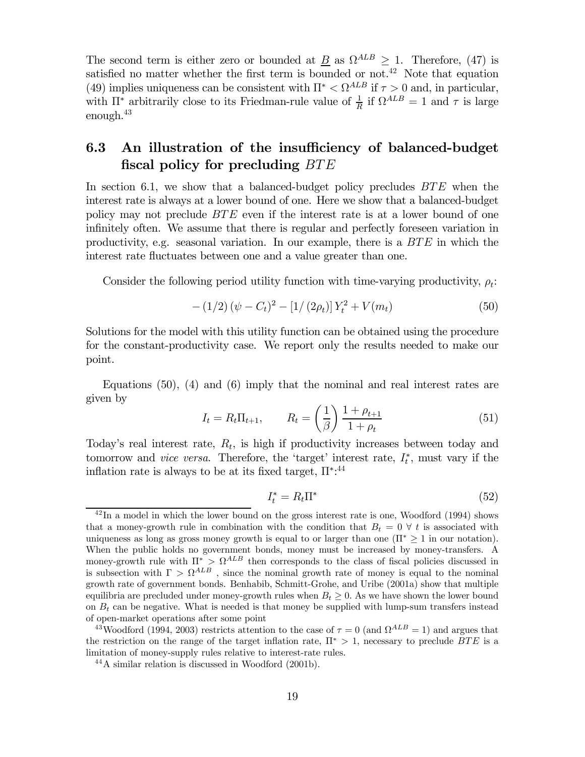The second term is either zero or bounded at $\underline{B}$ as $\Omega^{ALB} \geq 1$. Therefore, (47) is satisfied no matter whether the first term is bounded or not.[42] Note that equation (49) implies uniqueness can be consistent with $\Pi^* < \Omega^{ALB}$ if $\tau > 0$ and, in particular, with $\Pi^*$ arbitrarily close to its Friedman-rule value of $\frac{1}{R}$ if $\Omega^{ALB} = 1$ and $\tau$ is large enough.[43]

## 6.3 An illustration of the insufficiency of balanced-budget fiscal policy for precluding $BTE$

In section 6.1, we show that a balanced-budget policy precludes $BTE$ when the interest rate is always at a lower bound of one. Here we show that a balanced-budget policy may not preclude $BTE$ even if the interest rate is at a lower bound of one infinitely often. We assume that there is regular and perfectly foreseen variation in productivity, e.g. seasonal variation. In our example, there is a $BTE$ in which the interest rate fluctuates between one and a value greater than one.

Consider the following period utility function with time-varying productivity, $\rho_t$:

$$-(1/2)(\psi - C_t)^2 - [1/(2\rho_t)] Y_t^2 + V(m_t) \tag{50}$$

Solutions for the model with this utility function can be obtained using the procedure for the constant-productivity case. We report only the results needed to make our point.

Equations (50), (4) and (6) imply that the nominal and real interest rates are given by

$$I_t = R_t \Pi_{t+1}, \qquad R_t = \left(\frac{1}{\beta}\right) \frac{1 + \rho_{t+1}}{1 + \rho_t} \tag{51}$$

Today's real interest rate, $R_t$, is high if productivity increases between today and tomorrow and *vice versa*. Therefore, the 'target' interest rate, $I_t^*$, must vary if the inflation rate is always to be at its fixed target, $\Pi^*$:[44]

$$I_t^* = R_t \Pi^* \tag{52}$$

---

[42] In a model in which the lower bound on the gross interest rate is one, Woodford (1994) shows that a money-growth rule in combination with the condition that $B_t = 0 \ \forall \ t$ is associated with uniqueness as long as gross money growth is equal to or larger than one ($\Pi^* \geq 1$ in our notation). When the public holds no government bonds, money must be increased by money-transfers. A money-growth rule with $\Pi^* > \Omega^{ALB}$ then corresponds to the class of fiscal policies discussed in is subsection with $\Gamma > \Omega^{ALB}$, since the nominal growth rate of money is equal to the nominal growth rate of government bonds. Benhabib, Schmitt-Grohe, and Uribe (2001a) show that multiple equilibria are precluded under money-growth rules when $B_t \geq 0$. As we have shown the lower bound on $B_t$ can be negative. What is needed is that money be supplied with lump-sum transfers instead of open-market operations after some point

[43] Woodford (1994, 2003) restricts attention to the case of $\tau = 0$ (and $\Omega^{ALB} = 1$) and argues that the restriction on the range of the target inflation rate, $\Pi^* > 1$, necessary to preclude $BTE$ is a limitation of money-supply rules relative to interest-rate rules.

[44] A similar relation is discussed in Woodford (2001b).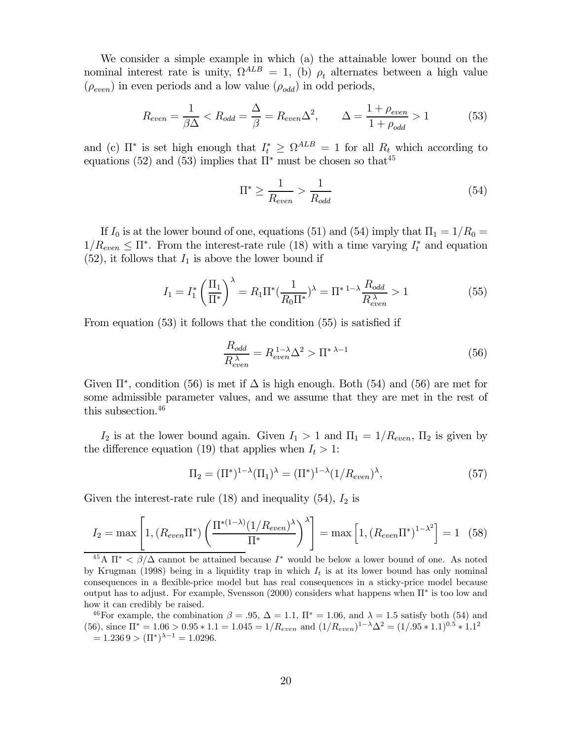We consider a simple example in which (a) the attainable lower bound on the nominal interest rate is unity, $\Omega^{ALB} = 1$, (b) $\rho_t$ alternates between a high value ($\rho_{even}$) in even periods and a low value ($\rho_{odd}$) in odd periods,

$$R_{even} = \frac{1}{\beta\Delta} < R_{odd} = \frac{\Delta}{\beta} = R_{even}\Delta^2, \qquad \Delta = \frac{1+\rho_{even}}{1+\rho_{odd}} > 1 \tag{53}$$

and (c) $\Pi^*$ is set high enough that $I_t^* \geq \Omega^{ALB} = 1$ for all $R_t$ which according to equations (52) and (53) implies that $\Pi^*$ must be chosen so that[45]

$$\Pi^* \geq \frac{1}{R_{even}} > \frac{1}{R_{odd}} \tag{54}$$

If $I_0$ is at the lower bound of one, equations (51) and (54) imply that $\Pi_1 = 1/R_0 = 1/R_{even} \leq \Pi^*$. From the interest-rate rule (18) with a time varying $I_t^*$ and equation (52), it follows that $I_1$ is above the lower bound if

$$I_1 = I_1^* \left(\frac{\Pi_1}{\Pi^*}\right)^{\lambda} = R_1\Pi^*\left(\frac{1}{R_0\Pi^*}\right)^{\lambda} = \Pi^{*\,1-\lambda}\frac{R_{odd}}{R_{even}^{\lambda}} > 1 \tag{55}$$

From equation (53) it follows that the condition (55) is satisfied if

$$\frac{R_{odd}}{R_{even}^{\lambda}} = R_{even}^{1-\lambda}\Delta^2 > \Pi^{*\,\lambda-1} \tag{56}$$

Given $\Pi^*$, condition (56) is met if $\Delta$ is high enough. Both (54) and (56) are met for some admissible parameter values, and we assume that they are met in the rest of this subsection.[46]

$I_2$ is at the lower bound again. Given $I_1 > 1$ and $\Pi_1 = 1/R_{even}$, $\Pi_2$ is given by the difference equation (19) that applies when $I_t > 1$:

$$\Pi_2 = (\Pi^*)^{1-\lambda}(\Pi_1)^{\lambda} = (\Pi^*)^{1-\lambda}(1/R_{even})^{\lambda}, \tag{57}$$

Given the interest-rate rule (18) and inequality (54), $I_2$ is

$$I_2 = \max\left[1, (R_{even}\Pi^*)\left(\frac{\Pi^{*(1-\lambda)}(1/R_{even})^{\lambda}}{\Pi^*}\right)^{\lambda}\right] = \max\left[1, (R_{even}\Pi^*)^{1-\lambda^2}\right] = 1 \tag{58}$$

---

[45] A $\Pi^* < \beta/\Delta$ cannot be attained because $I^*$ would be below a lower bound of one. As noted by Krugman (1998) being in a liquidity trap in which $I_t$ is at its lower bound has only nominal consequences in a flexible-price model but has real consequences in a sticky-price model because output has to adjust. For example, Svensson (2000) considers what happens when $\Pi^*$ is too low and how it can credibly be raised.

[46] For example, the combination $\beta = .95$, $\Delta = 1.1$, $\Pi^* = 1.06$, and $\lambda = 1.5$ satisfy both (54) and (56), since $\Pi^* = 1.06 > 0.95 * 1.1 = 1.045 = 1/R_{even}$ and $(1/R_{even})^{1-\lambda}\Delta^2 = (1/.95 * 1.1)^{0.5} * 1.1^2 = 1.236\,9 > (\Pi^*)^{\lambda-1} = 1.0296$.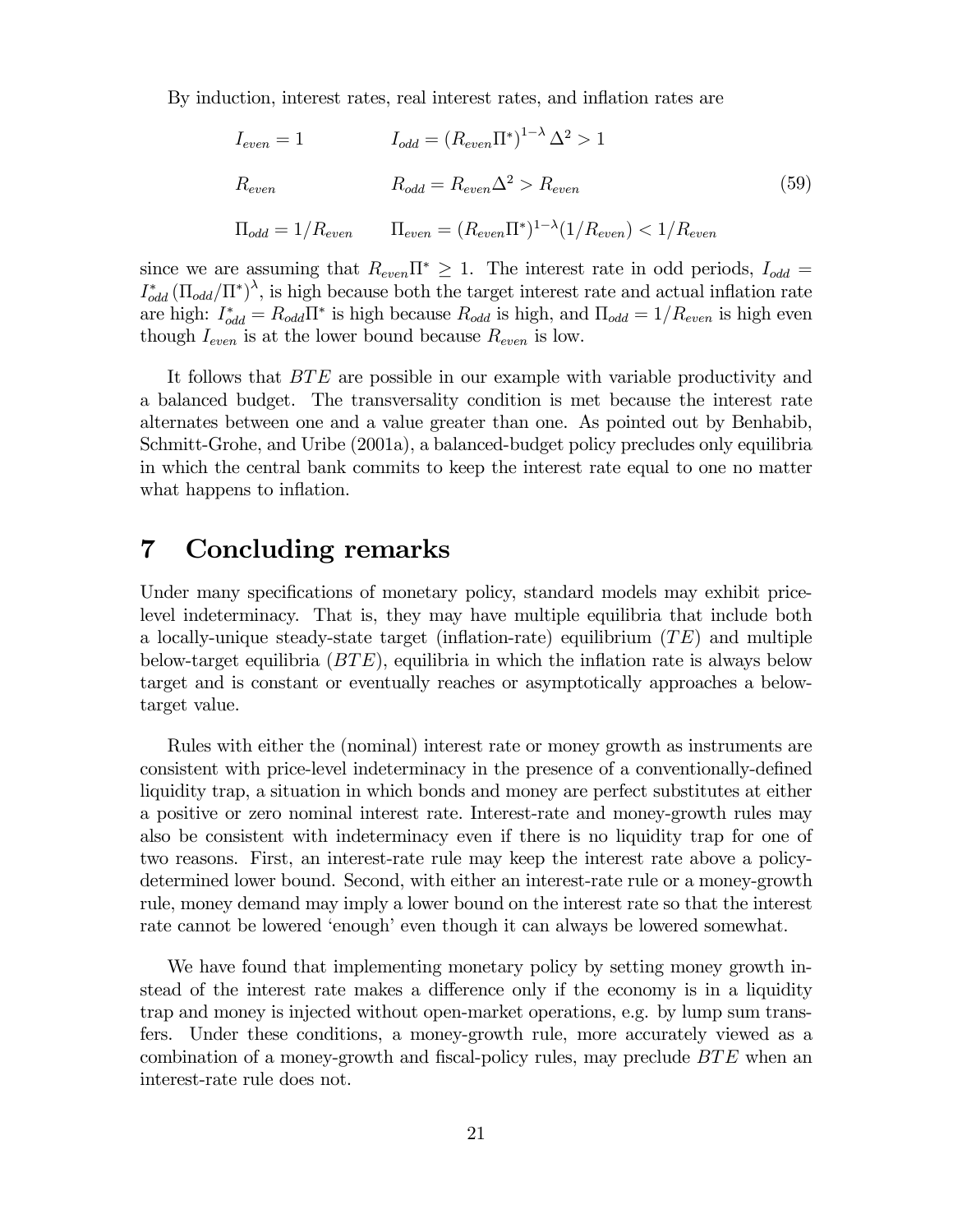By induction, interest rates, real interest rates, and inflation rates are

$$
\begin{array}{ll}
I_{even} = 1 & I_{odd} = \left(R_{even}\Pi^*\right)^{1-\lambda} \Delta^2 > 1 \\
R_{even} & R_{odd} = R_{even}\Delta^2 > R_{even} \\
\Pi_{odd} = 1/R_{even} & \Pi_{even} = (R_{even}\Pi^*)^{1-\lambda}(1/R_{even}) < 1/R_{even}
\end{array}
\tag{59}
$$

since we are assuming that $R_{even}\Pi^* \geq 1$. The interest rate in odd periods, $I_{odd} = I^*_{odd}\left(\Pi_{odd}/\Pi^*\right)^{\lambda}$, is high because both the target interest rate and actual inflation rate are high: $I^*_{odd} = R_{odd}\Pi^*$ is high because $R_{odd}$ is high, and $\Pi_{odd} = 1/R_{even}$ is high even though $I_{even}$ is at the lower bound because $R_{even}$ is low.

It follows that $BTE$ are possible in our example with variable productivity and a balanced budget. The transversality condition is met because the interest rate alternates between one and a value greater than one. As pointed out by Benhabib, Schmitt-Grohe, and Uribe (2001a), a balanced-budget policy precludes only equilibria in which the central bank commits to keep the interest rate equal to one no matter what happens to inflation.

# 7 Concluding remarks

Under many specifications of monetary policy, standard models may exhibit price-level indeterminacy. That is, they may have multiple equilibria that include both a locally-unique steady-state target (inflation-rate) equilibrium ($TE$) and multiple below-target equilibria ($BTE$), equilibria in which the inflation rate is always below target and is constant or eventually reaches or asymptotically approaches a below-target value.

Rules with either the (nominal) interest rate or money growth as instruments are consistent with price-level indeterminacy in the presence of a conventionally-defined liquidity trap, a situation in which bonds and money are perfect substitutes at either a positive or zero nominal interest rate. Interest-rate and money-growth rules may also be consistent with indeterminacy even if there is no liquidity trap for one of two reasons. First, an interest-rate rule may keep the interest rate above a policy-determined lower bound. Second, with either an interest-rate rule or a money-growth rule, money demand may imply a lower bound on the interest rate so that the interest rate cannot be lowered 'enough' even though it can always be lowered somewhat.

We have found that implementing monetary policy by setting money growth instead of the interest rate makes a difference only if the economy is in a liquidity trap and money is injected without open-market operations, e.g. by lump sum transfers. Under these conditions, a money-growth rule, more accurately viewed as a combination of a money-growth and fiscal-policy rules, may preclude $BTE$ when an interest-rate rule does not.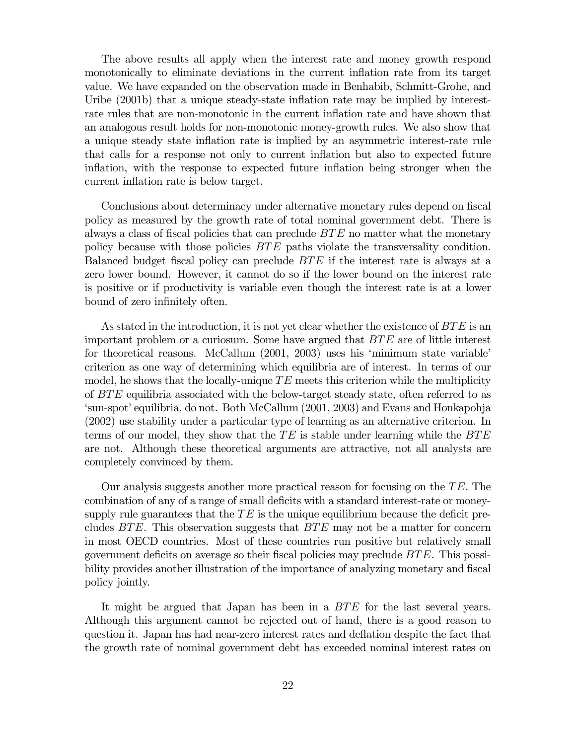The above results all apply when the interest rate and money growth respond monotonically to eliminate deviations in the current inflation rate from its target value. We have expanded on the observation made in Benhabib, Schmitt-Grohe, and Uribe (2001b) that a unique steady-state inflation rate may be implied by interest-rate rules that are non-monotonic in the current inflation rate and have shown that an analogous result holds for non-monotonic money-growth rules. We also show that a unique steady state inflation rate is implied by an asymmetric interest-rate rule that calls for a response not only to current inflation but also to expected future inflation, with the response to expected future inflation being stronger when the current inflation rate is below target.

Conclusions about determinacy under alternative monetary rules depend on fiscal policy as measured by the growth rate of total nominal government debt. There is always a class of fiscal policies that can preclude $BTE$ no matter what the monetary policy because with those policies $BTE$ paths violate the transversality condition. Balanced budget fiscal policy can preclude $BTE$ if the interest rate is always at a zero lower bound. However, it cannot do so if the lower bound on the interest rate is positive or if productivity is variable even though the interest rate is at a lower bound of zero infinitely often.

As stated in the introduction, it is not yet clear whether the existence of $BTE$ is an important problem or a curiosum. Some have argued that $BTE$ are of little interest for theoretical reasons. McCallum (2001, 2003) uses his 'minimum state variable' criterion as one way of determining which equilibria are of interest. In terms of our model, he shows that the locally-unique $TE$ meets this criterion while the multiplicity of $BTE$ equilibria associated with the below-target steady state, often referred to as 'sun-spot' equilibria, do not. Both McCallum (2001, 2003) and Evans and Honkapohja (2002) use stability under a particular type of learning as an alternative criterion. In terms of our model, they show that the $TE$ is stable under learning while the $BTE$ are not. Although these theoretical arguments are attractive, not all analysts are completely convinced by them.

Our analysis suggests another more practical reason for focusing on the $TE$. The combination of any of a range of small deficits with a standard interest-rate or money-supply rule guarantees that the $TE$ is the unique equilibrium because the deficit precludes $BTE$. This observation suggests that $BTE$ may not be a matter for concern in most OECD countries. Most of these countries run positive but relatively small government deficits on average so their fiscal policies may preclude $BTE$. This possibility provides another illustration of the importance of analyzing monetary and fiscal policy jointly.

It might be argued that Japan has been in a $BTE$ for the last several years. Although this argument cannot be rejected out of hand, there is a good reason to question it. Japan has had near-zero interest rates and deflation despite the fact that the growth rate of nominal government debt has exceeded nominal interest rates on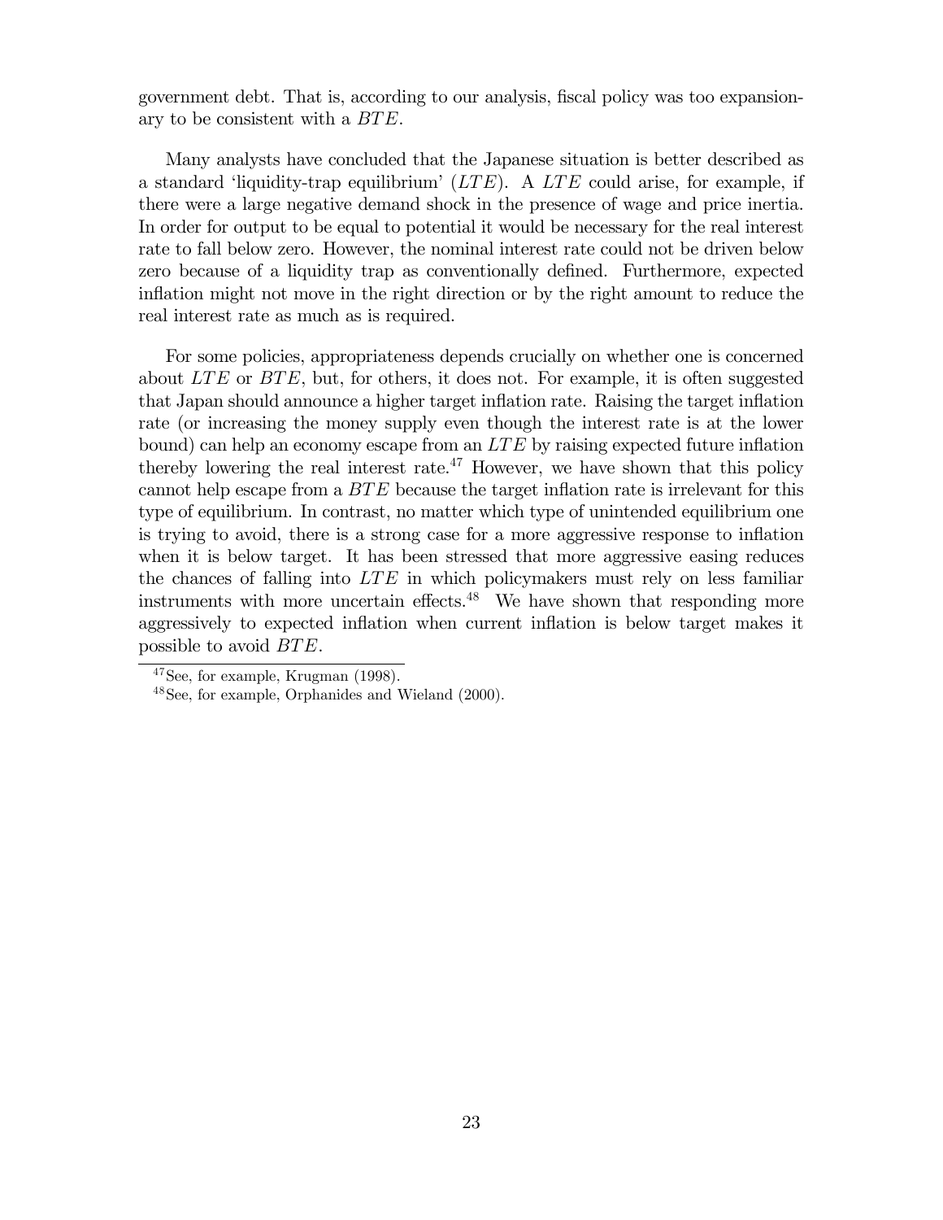government debt. That is, according to our analysis, fiscal policy was too expansionary to be consistent with a $BTE$.

Many analysts have concluded that the Japanese situation is better described as a standard 'liquidity-trap equilibrium' ($LTE$). A $LTE$ could arise, for example, if there were a large negative demand shock in the presence of wage and price inertia. In order for output to be equal to potential it would be necessary for the real interest rate to fall below zero. However, the nominal interest rate could not be driven below zero because of a liquidity trap as conventionally defined. Furthermore, expected inflation might not move in the right direction or by the right amount to reduce the real interest rate as much as is required.

For some policies, appropriateness depends crucially on whether one is concerned about $LTE$ or $BTE$, but, for others, it does not. For example, it is often suggested that Japan should announce a higher target inflation rate. Raising the target inflation rate (or increasing the money supply even though the interest rate is at the lower bound) can help an economy escape from an $LTE$ by raising expected future inflation thereby lowering the real interest rate.[47] However, we have shown that this policy cannot help escape from a $BTE$ because the target inflation rate is irrelevant for this type of equilibrium. In contrast, no matter which type of unintended equilibrium one is trying to avoid, there is a strong case for a more aggressive response to inflation when it is below target. It has been stressed that more aggressive easing reduces the chances of falling into $LTE$ in which policymakers must rely on less familiar instruments with more uncertain effects.[48] We have shown that responding more aggressively to expected inflation when current inflation is below target makes it possible to avoid $BTE$.

[47] See, for example, Krugman (1998).

[48] See, for example, Orphanides and Wieland (2000).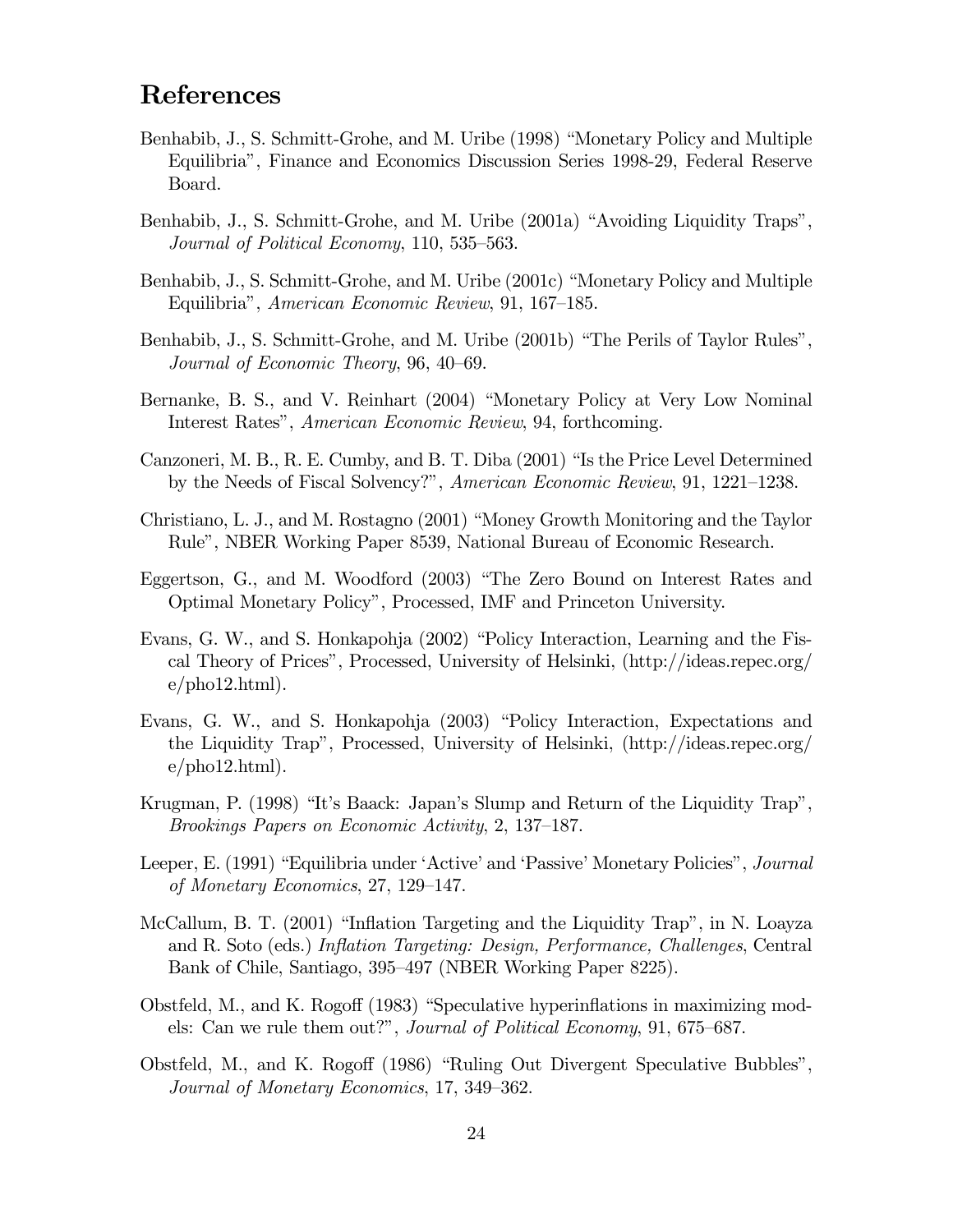## References

Benhabib, J., S. Schmitt-Grohe, and M. Uribe (1998) "Monetary Policy and Multiple Equilibria", Finance and Economics Discussion Series 1998-29, Federal Reserve Board.

Benhabib, J., S. Schmitt-Grohe, and M. Uribe (2001a) "Avoiding Liquidity Traps", *Journal of Political Economy*, 110, 535–563.

Benhabib, J., S. Schmitt-Grohe, and M. Uribe (2001c) "Monetary Policy and Multiple Equilibria", *American Economic Review*, 91, 167–185.

Benhabib, J., S. Schmitt-Grohe, and M. Uribe (2001b) "The Perils of Taylor Rules", *Journal of Economic Theory*, 96, 40–69.

Bernanke, B. S., and V. Reinhart (2004) "Monetary Policy at Very Low Nominal Interest Rates", *American Economic Review*, 94, forthcoming.

Canzoneri, M. B., R. E. Cumby, and B. T. Diba (2001) "Is the Price Level Determined by the Needs of Fiscal Solvency?", *American Economic Review*, 91, 1221–1238.

Christiano, L. J., and M. Rostagno (2001) "Money Growth Monitoring and the Taylor Rule", NBER Working Paper 8539, National Bureau of Economic Research.

Eggertson, G., and M. Woodford (2003) "The Zero Bound on Interest Rates and Optimal Monetary Policy", Processed, IMF and Princeton University.

Evans, G. W., and S. Honkapohja (2002) "Policy Interaction, Learning and the Fiscal Theory of Prices", Processed, University of Helsinki, (http://ideas.repec.org/e/pho12.html).

Evans, G. W., and S. Honkapohja (2003) "Policy Interaction, Expectations and the Liquidity Trap", Processed, University of Helsinki, (http://ideas.repec.org/e/pho12.html).

Krugman, P. (1998) "It's Baack: Japan's Slump and Return of the Liquidity Trap", *Brookings Papers on Economic Activity*, 2, 137–187.

Leeper, E. (1991) "Equilibria under 'Active' and 'Passive' Monetary Policies", *Journal of Monetary Economics*, 27, 129–147.

McCallum, B. T. (2001) "Inflation Targeting and the Liquidity Trap", in N. Loayza and R. Soto (eds.) *Inflation Targeting: Design, Performance, Challenges*, Central Bank of Chile, Santiago, 395–497 (NBER Working Paper 8225).

Obstfeld, M., and K. Rogoff (1983) "Speculative hyperinflations in maximizing models: Can we rule them out?", *Journal of Political Economy*, 91, 675–687.

Obstfeld, M., and K. Rogoff (1986) "Ruling Out Divergent Speculative Bubbles", *Journal of Monetary Economics*, 17, 349–362.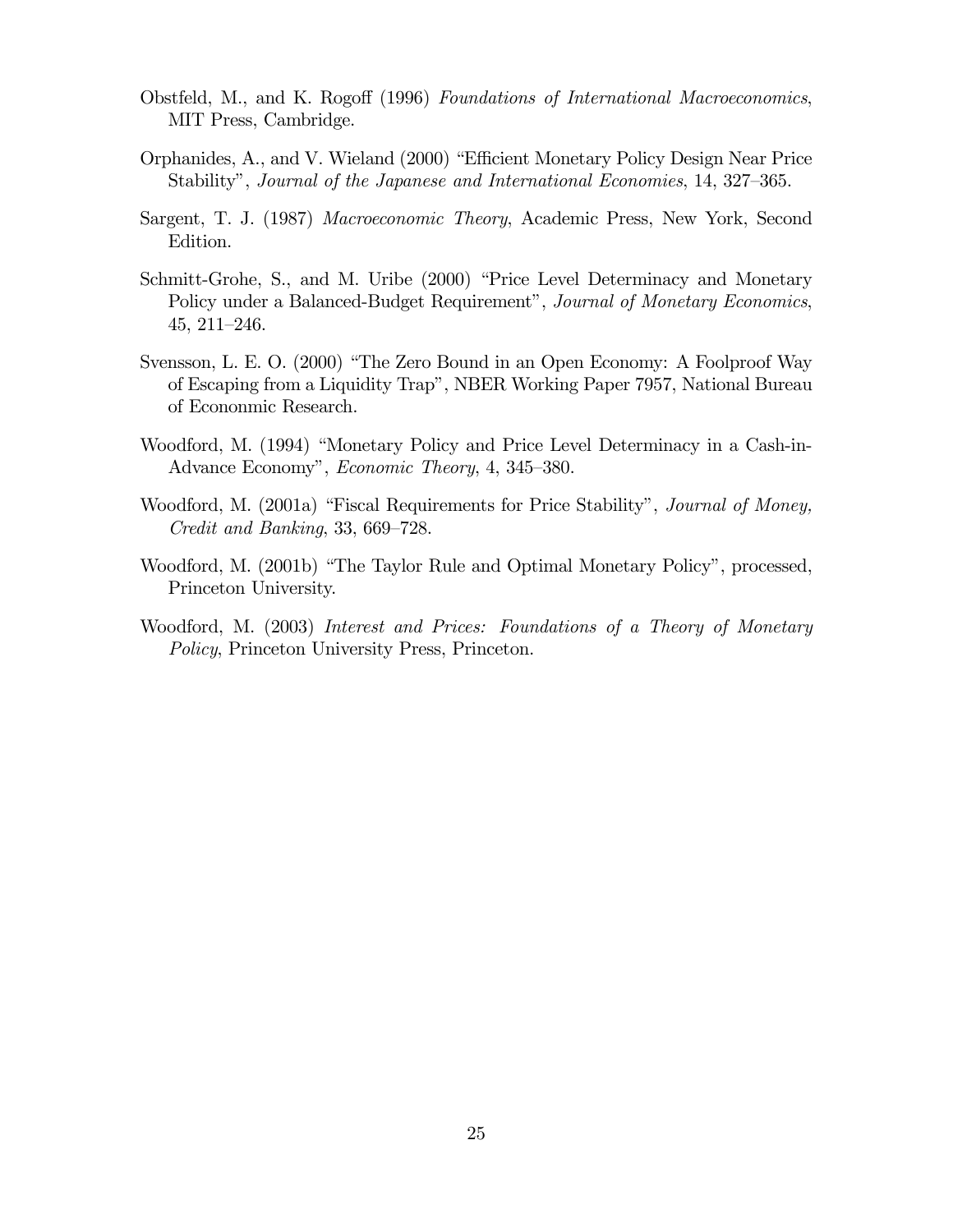Obstfeld, M., and K. Rogoff (1996) *Foundations of International Macroeconomics*, MIT Press, Cambridge.

Orphanides, A., and V. Wieland (2000) "Efficient Monetary Policy Design Near Price Stability", *Journal of the Japanese and International Economies*, 14, 327–365.

Sargent, T. J. (1987) *Macroeconomic Theory*, Academic Press, New York, Second Edition.

Schmitt-Grohe, S., and M. Uribe (2000) "Price Level Determinacy and Monetary Policy under a Balanced-Budget Requirement", *Journal of Monetary Economics*, 45, 211–246.

Svensson, L. E. O. (2000) "The Zero Bound in an Open Economy: A Foolproof Way of Escaping from a Liquidity Trap", NBER Working Paper 7957, National Bureau of Econonmic Research.

Woodford, M. (1994) "Monetary Policy and Price Level Determinacy in a Cash-in-Advance Economy", *Economic Theory*, 4, 345–380.

Woodford, M. (2001a) "Fiscal Requirements for Price Stability", *Journal of Money, Credit and Banking*, 33, 669–728.

Woodford, M. (2001b) "The Taylor Rule and Optimal Monetary Policy", processed, Princeton University.

Woodford, M. (2003) *Interest and Prices: Foundations of a Theory of Monetary Policy*, Princeton University Press, Princeton.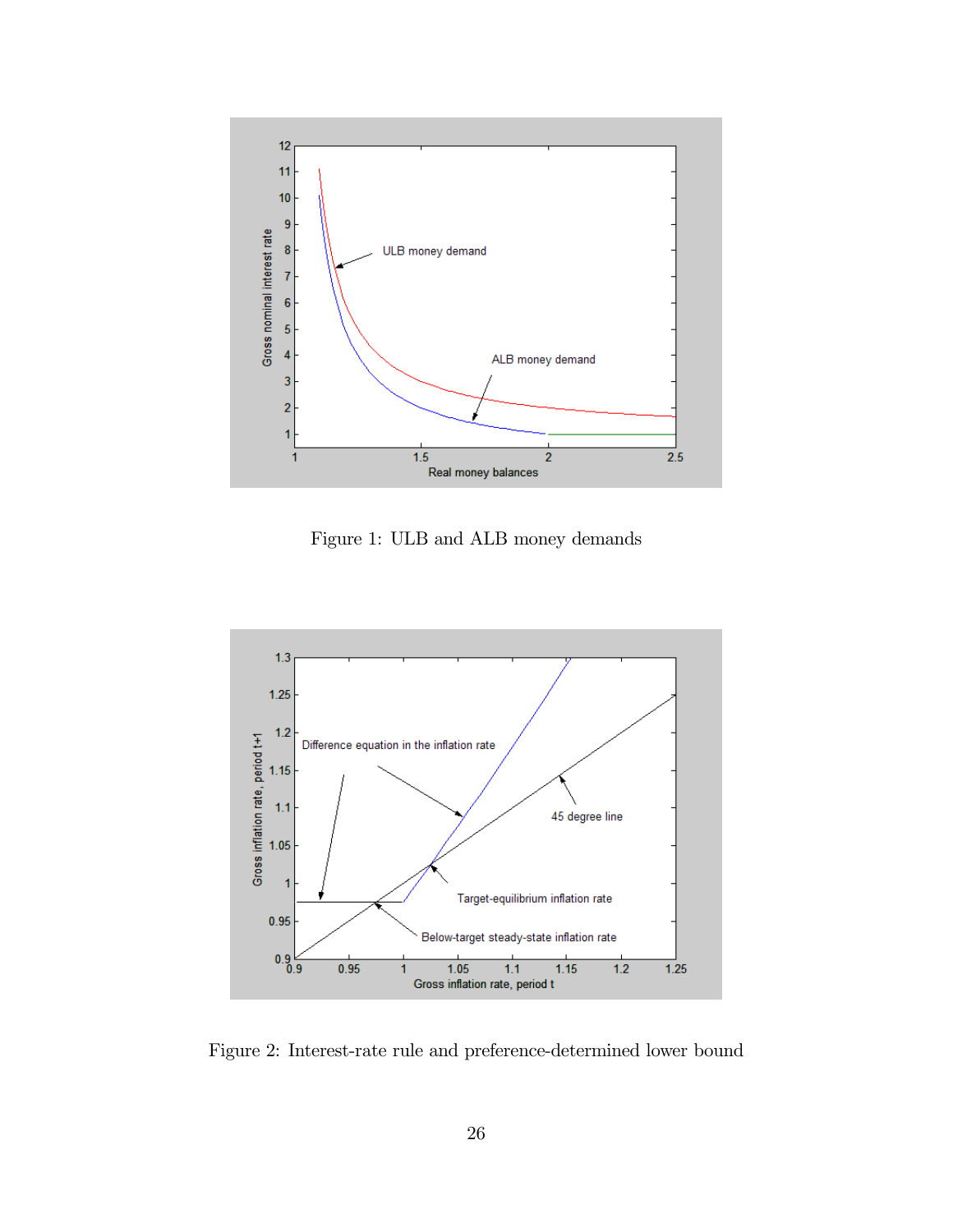Figure 1: ULB and ALB money demands

Figure 2: Interest-rate rule and preference-determined lower bound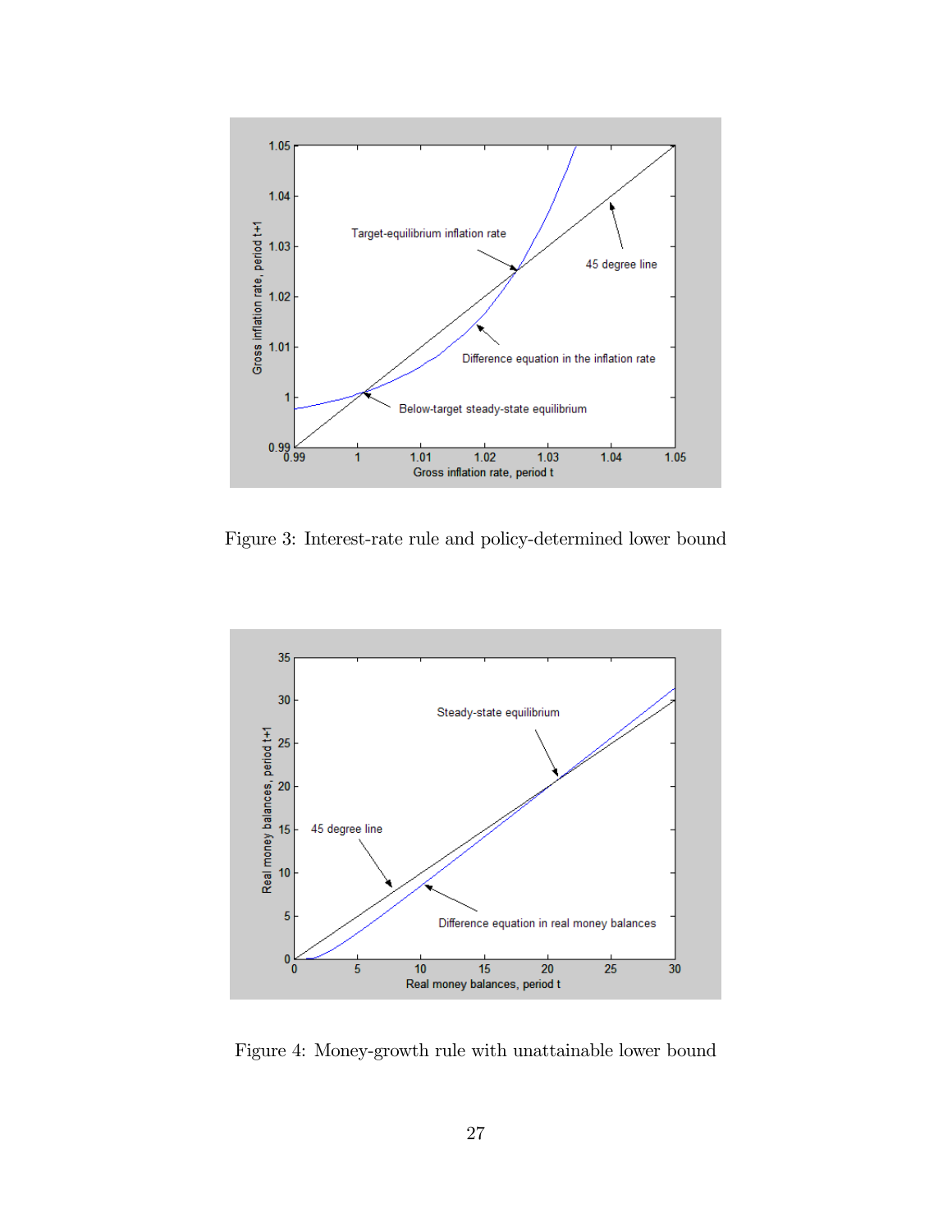Figure 3: Interest-rate rule and policy-determined lower bound

Figure 4: Money-growth rule with unattainable lower bound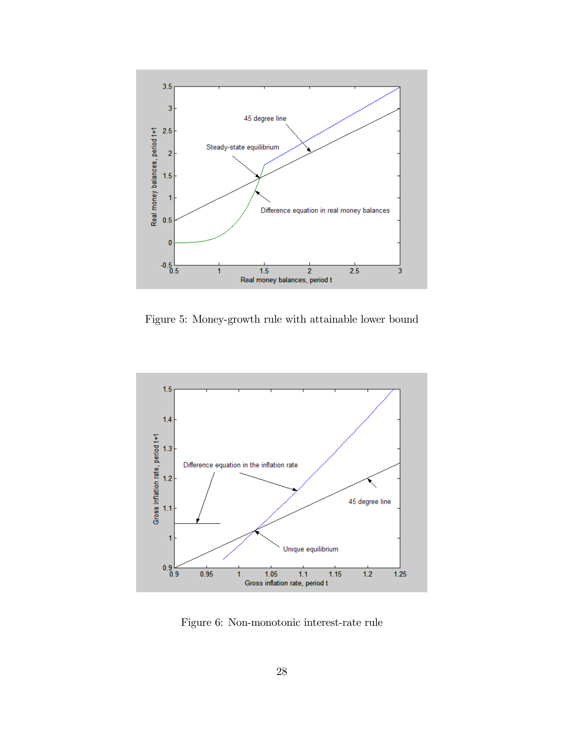Figure 5: Money-growth rule with attainable lower bound

Figure 6: Non-monotonic interest-rate rule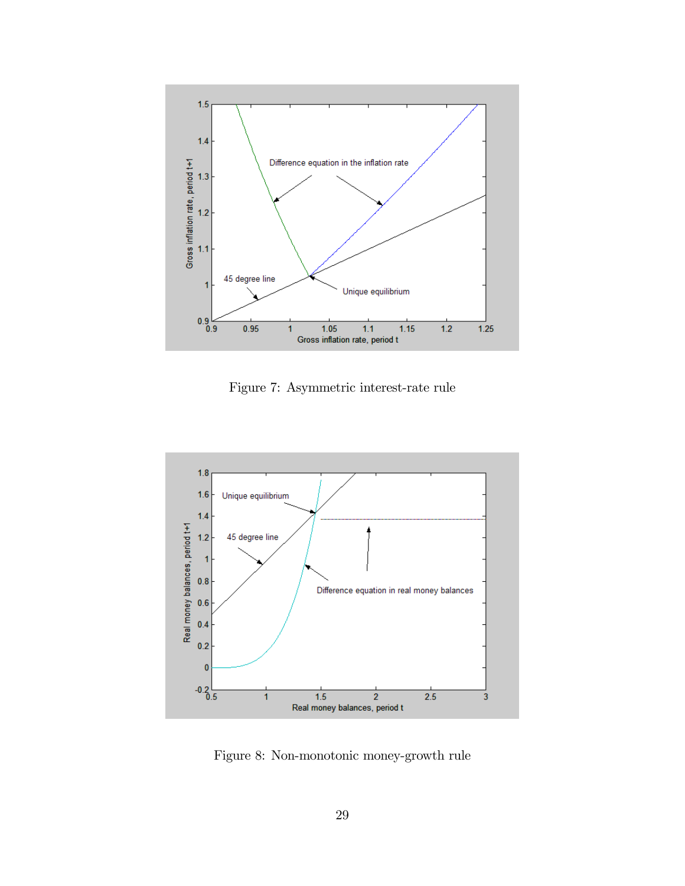1.5
1.4
1.3
1.2
1.1
1
0.9
0.9 0.95 1 1.05 1.1 1.15 1.2 1.25

Gross inflation rate, period t+1

Gross inflation rate, period t

Difference equation in the inflation rate

45 degree line

Unique equilibrium

Figure 7: Asymmetric interest-rate rule

1.8
1.6
1.4
1.2
1
0.8
0.6
0.4
0.2
0
-0.2
0.5 1 1.5 2 2.5 3

Real money balances, period t+1

Real money balances, period t

Unique equilibrium

45 degree line

Difference equation in real money balances

Figure 8: Non-monotonic money-growth rule